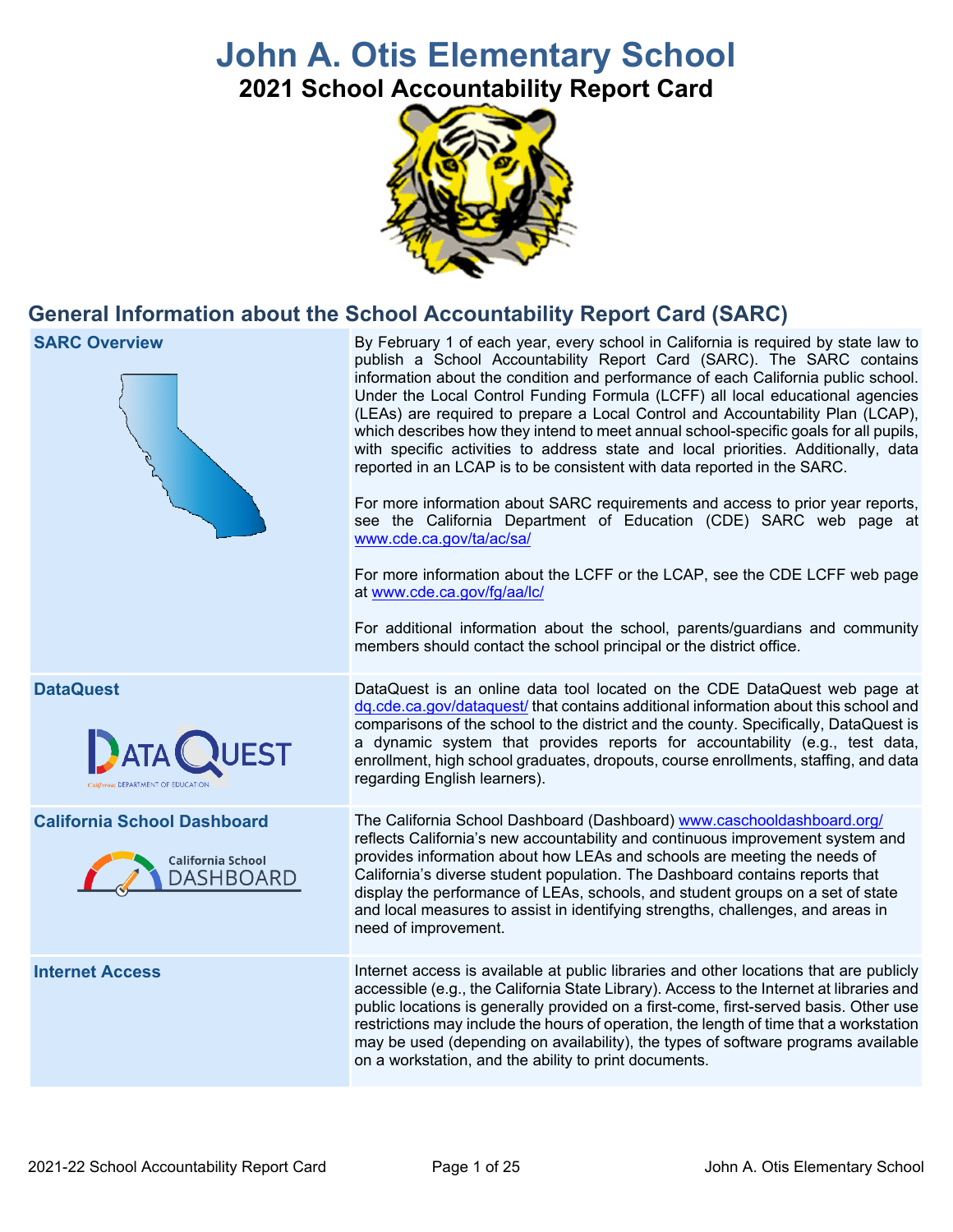# John A. Otis Elementary School

## 2021 School Accountability Report Card

## General Information about the School Accountability Report Card (SARC)

| | |
|---|---|
| **SARC Overview** | By February 1 of each year, every school in California is required by state law to publish a School Accountability Report Card (SARC). The SARC contains information about the condition and performance of each California public school. Under the Local Control Funding Formula (LCFF) all local educational agencies (LEAs) are required to prepare a Local Control and Accountability Plan (LCAP), which describes how they intend to meet annual school-specific goals for all pupils, with specific activities to address state and local priorities. Additionally, data reported in an LCAP is to be consistent with data reported in the SARC.<br><br>For more information about SARC requirements and access to prior year reports, see the California Department of Education (CDE) SARC web page at www.cde.ca.gov/ta/ac/sa/<br><br>For more information about the LCFF or the LCAP, see the CDE LCFF web page at www.cde.ca.gov/fg/aa/lc/<br><br>For additional information about the school, parents/guardians and community members should contact the school principal or the district office. |
| **DataQuest** | DataQuest is an online data tool located on the CDE DataQuest web page at dq.cde.ca.gov/dataquest/ that contains additional information about this school and comparisons of the school to the district and the county. Specifically, DataQuest is a dynamic system that provides reports for accountability (e.g., test data, enrollment, high school graduates, dropouts, course enrollments, staffing, and data regarding English learners). |
| **California School Dashboard** | The California School Dashboard (Dashboard) www.caschooldashboard.org/ reflects California's new accountability and continuous improvement system and provides information about how LEAs and schools are meeting the needs of California's diverse student population. The Dashboard contains reports that display the performance of LEAs, schools, and student groups on a set of state and local measures to assist in identifying strengths, challenges, and areas in need of improvement. |
| **Internet Access** | Internet access is available at public libraries and other locations that are publicly accessible (e.g., the California State Library). Access to the Internet at libraries and public locations is generally provided on a first-come, first-served basis. Other use restrictions may include the hours of operation, the length of time that a workstation may be used (depending on availability), the types of software programs available on a workstation, and the ability to print documents. |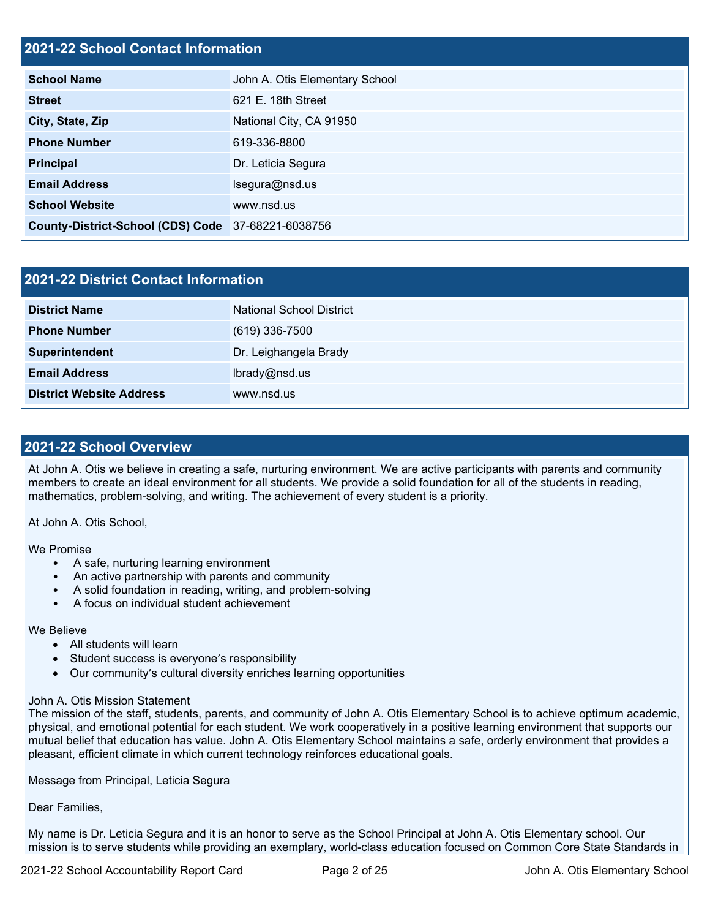## 2021-22 School Contact Information

| | |
|---|---|
| **School Name** | John A. Otis Elementary School |
| **Street** | 621 E. 18th Street |
| **City, State, Zip** | National City, CA 91950 |
| **Phone Number** | 619-336-8800 |
| **Principal** | Dr. Leticia Segura |
| **Email Address** | lsegura@nsd.us |
| **School Website** | www.nsd.us |
| **County-District-School (CDS) Code** | 37-68221-6038756 |

## 2021-22 District Contact Information

| | |
|---|---|
| **District Name** | National School District |
| **Phone Number** | (619) 336-7500 |
| **Superintendent** | Dr. Leighangela Brady |
| **Email Address** | lbrady@nsd.us |
| **District Website Address** | www.nsd.us |

## 2021-22 School Overview

At John A. Otis we believe in creating a safe, nurturing environment. We are active participants with parents and community members to create an ideal environment for all students. We provide a solid foundation for all of the students in reading, mathematics, problem-solving, and writing. The achievement of every student is a priority.

At John A. Otis School,

We Promise

- A safe, nurturing learning environment
- An active partnership with parents and community
- A solid foundation in reading, writing, and problem-solving
- A focus on individual student achievement

We Believe

- All students will learn
- Student success is everyone's responsibility
- Our community's cultural diversity enriches learning opportunities

John A. Otis Mission Statement
The mission of the staff, students, parents, and community of John A. Otis Elementary School is to achieve optimum academic, physical, and emotional potential for each student. We work cooperatively in a positive learning environment that supports our mutual belief that education has value. John A. Otis Elementary School maintains a safe, orderly environment that provides a pleasant, efficient climate in which current technology reinforces educational goals.

Message from Principal, Leticia Segura

Dear Families,

My name is Dr. Leticia Segura and it is an honor to serve as the School Principal at John A. Otis Elementary school. Our mission is to serve students while providing an exemplary, world-class education focused on Common Core State Standards in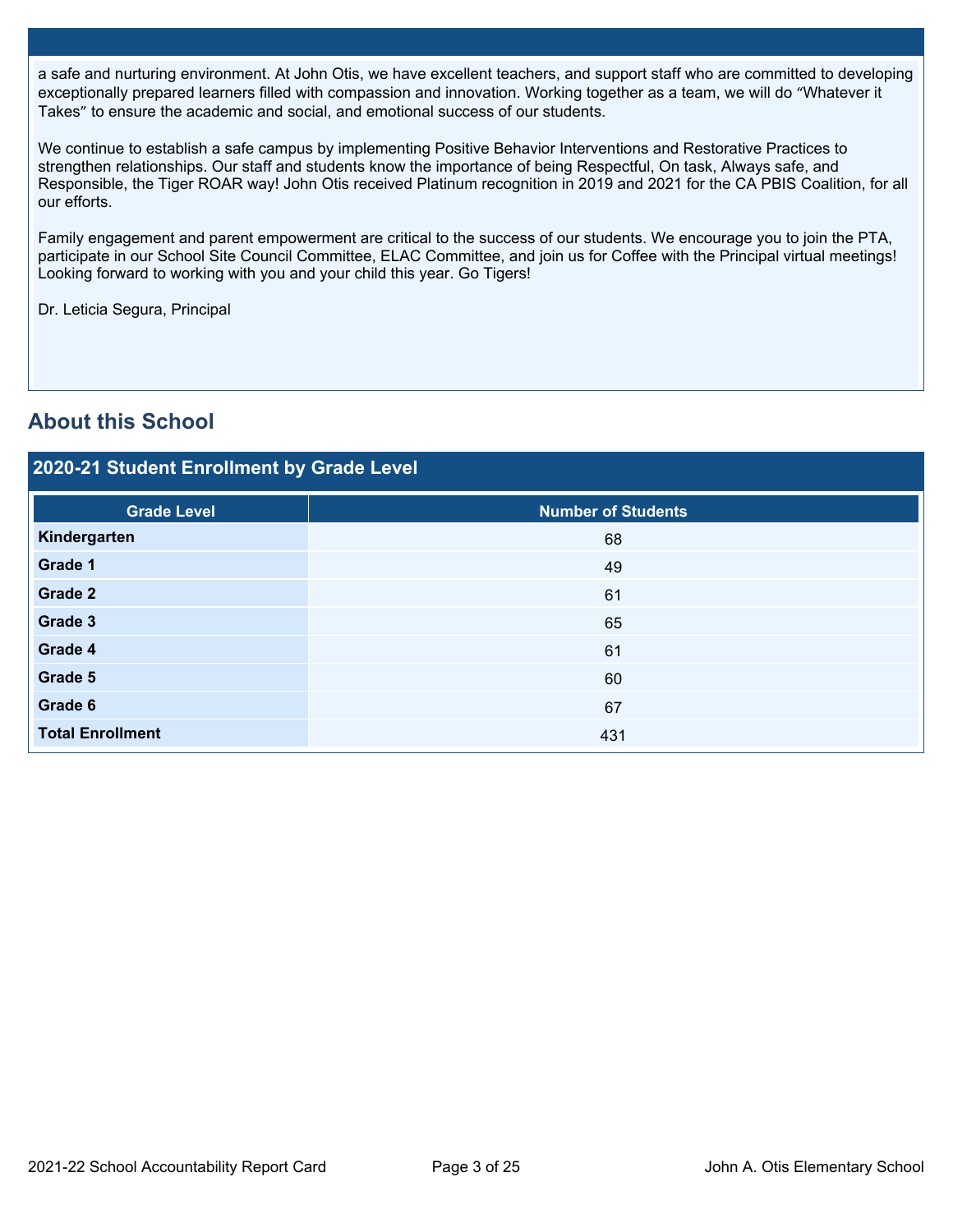a safe and nurturing environment. At John Otis, we have excellent teachers, and support staff who are committed to developing exceptionally prepared learners filled with compassion and innovation. Working together as a team, we will do “Whatever it Takes” to ensure the academic and social, and emotional success of our students.

We continue to establish a safe campus by implementing Positive Behavior Interventions and Restorative Practices to strengthen relationships. Our staff and students know the importance of being Respectful, On task, Always safe, and Responsible, the Tiger ROAR way! John Otis received Platinum recognition in 2019 and 2021 for the CA PBIS Coalition, for all our efforts.

Family engagement and parent empowerment are critical to the success of our students. We encourage you to join the PTA, participate in our School Site Council Committee, ELAC Committee, and join us for Coffee with the Principal virtual meetings! Looking forward to working with you and your child this year. Go Tigers!

Dr. Leticia Segura, Principal

## About this School

### 2020-21 Student Enrollment by Grade Level

| Grade Level | Number of Students |
|---|---|
| **Kindergarten** | 68 |
| **Grade 1** | 49 |
| **Grade 2** | 61 |
| **Grade 3** | 65 |
| **Grade 4** | 61 |
| **Grade 5** | 60 |
| **Grade 6** | 67 |
| **Total Enrollment** | 431 |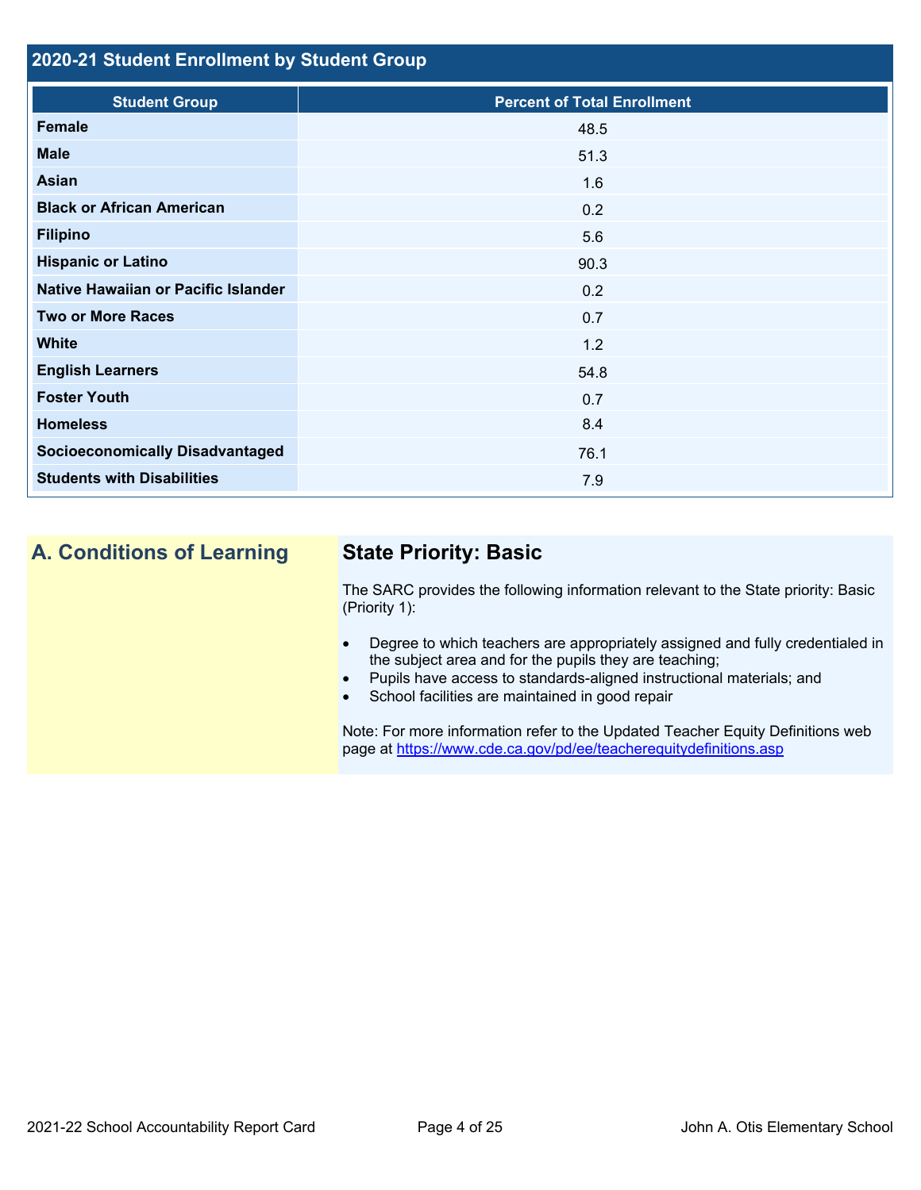## 2020-21 Student Enrollment by Student Group

| Student Group | Percent of Total Enrollment |
| --- | --- |
| **Female** | 48.5 |
| **Male** | 51.3 |
| **Asian** | 1.6 |
| **Black or African American** | 0.2 |
| **Filipino** | 5.6 |
| **Hispanic or Latino** | 90.3 |
| **Native Hawaiian or Pacific Islander** | 0.2 |
| **Two or More Races** | 0.7 |
| **White** | 1.2 |
| **English Learners** | 54.8 |
| **Foster Youth** | 0.7 |
| **Homeless** | 8.4 |
| **Socioeconomically Disadvantaged** | 76.1 |
| **Students with Disabilities** | 7.9 |

## A. Conditions of Learning

### State Priority: Basic

The SARC provides the following information relevant to the State priority: Basic (Priority 1):

- Degree to which teachers are appropriately assigned and fully credentialed in the subject area and for the pupils they are teaching;
- Pupils have access to standards-aligned instructional materials; and
- School facilities are maintained in good repair

Note: For more information refer to the Updated Teacher Equity Definitions web page at https://www.cde.ca.gov/pd/ee/teacherequitydefinitions.asp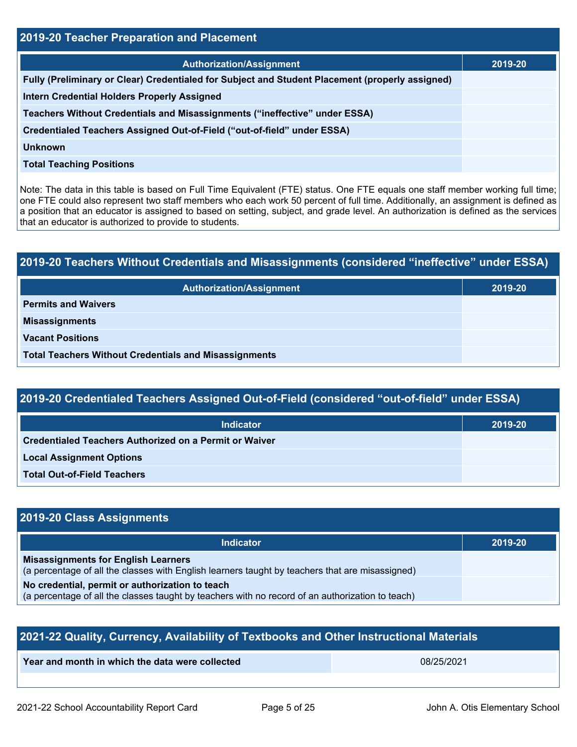## 2019-20 Teacher Preparation and Placement

| Authorization/Assignment | 2019-20 |
| --- | --- |
| Fully (Preliminary or Clear) Credentialed for Subject and Student Placement (properly assigned) | |
| Intern Credential Holders Properly Assigned | |
| Teachers Without Credentials and Misassignments ("ineffective" under ESSA) | |
| Credentialed Teachers Assigned Out-of-Field ("out-of-field" under ESSA) | |
| Unknown | |
| Total Teaching Positions | |

Note: The data in this table is based on Full Time Equivalent (FTE) status. One FTE equals one staff member working full time; one FTE could also represent two staff members who each work 50 percent of full time. Additionally, an assignment is defined as a position that an educator is assigned to based on setting, subject, and grade level. An authorization is defined as the services that an educator is authorized to provide to students.

## 2019-20 Teachers Without Credentials and Misassignments (considered "ineffective" under ESSA)

| Authorization/Assignment | 2019-20 |
| --- | --- |
| Permits and Waivers | |
| Misassignments | |
| Vacant Positions | |
| Total Teachers Without Credentials and Misassignments | |

## 2019-20 Credentialed Teachers Assigned Out-of-Field (considered "out-of-field" under ESSA)

| Indicator | 2019-20 |
| --- | --- |
| Credentialed Teachers Authorized on a Permit or Waiver | |
| Local Assignment Options | |
| Total Out-of-Field Teachers | |

## 2019-20 Class Assignments

| Indicator | 2019-20 |
| --- | --- |
| **Misassignments for English Learners** (a percentage of all the classes with English learners taught by teachers that are misassigned) | |
| **No credential, permit or authorization to teach** (a percentage of all the classes taught by teachers with no record of an authorization to teach) | |

## 2021-22 Quality, Currency, Availability of Textbooks and Other Instructional Materials

| Year and month in which the data were collected | 08/25/2021 |
| --- | --- |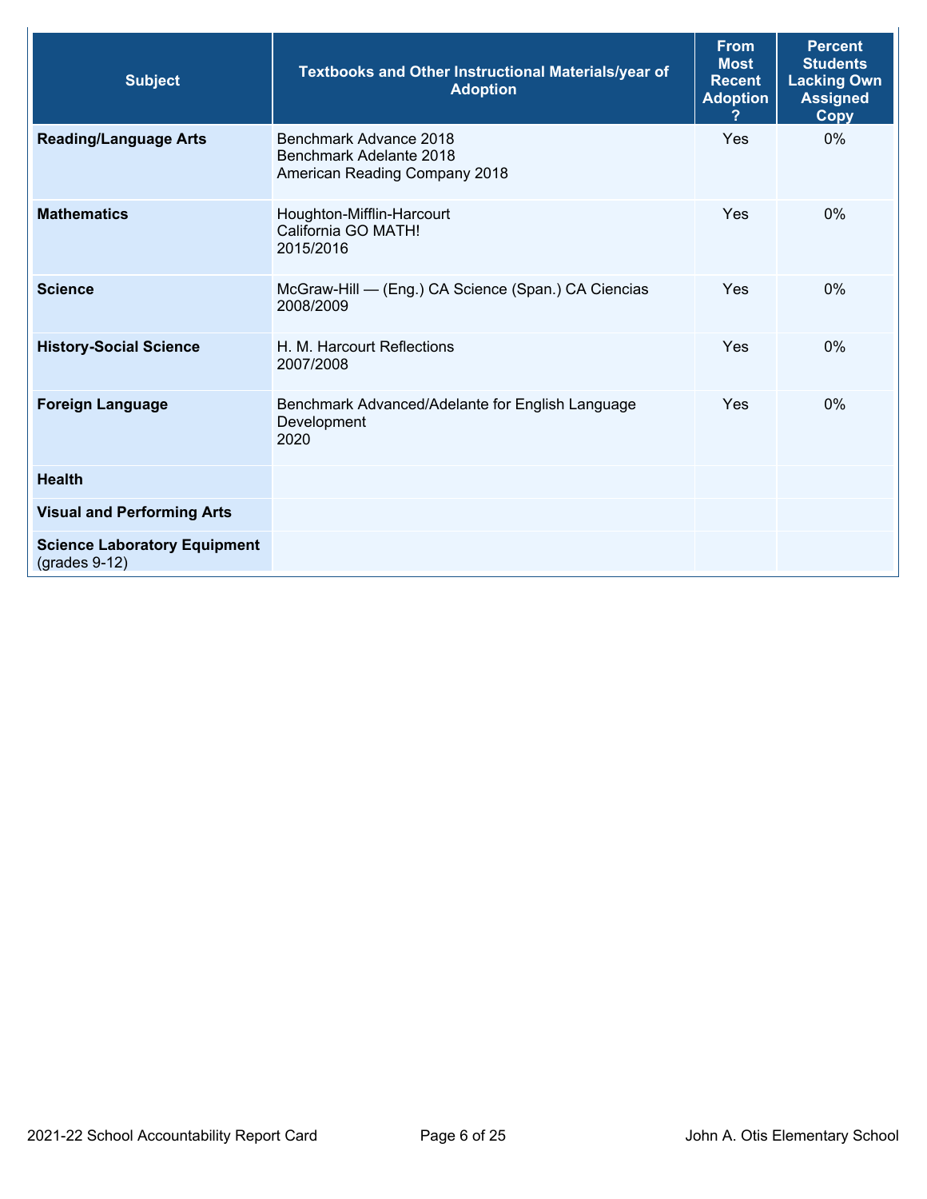| Subject | Textbooks and Other Instructional Materials/year of Adoption | From Most Recent Adoption ? | Percent Students Lacking Own Assigned Copy |
|---|---|---|---|
| **Reading/Language Arts** | Benchmark Advance 2018<br>Benchmark Adelante 2018<br>American Reading Company 2018 | Yes | 0% |
| **Mathematics** | Houghton-Mifflin-Harcourt<br>California GO MATH!<br>2015/2016 | Yes | 0% |
| **Science** | McGraw-Hill — (Eng.) CA Science (Span.) CA Ciencias<br>2008/2009 | Yes | 0% |
| **History-Social Science** | H. M. Harcourt Reflections<br>2007/2008 | Yes | 0% |
| **Foreign Language** | Benchmark Advanced/Adelante for English Language Development<br>2020 | Yes | 0% |
| **Health** | | | |
| **Visual and Performing Arts** | | | |
| **Science Laboratory Equipment** (grades 9-12) | | | |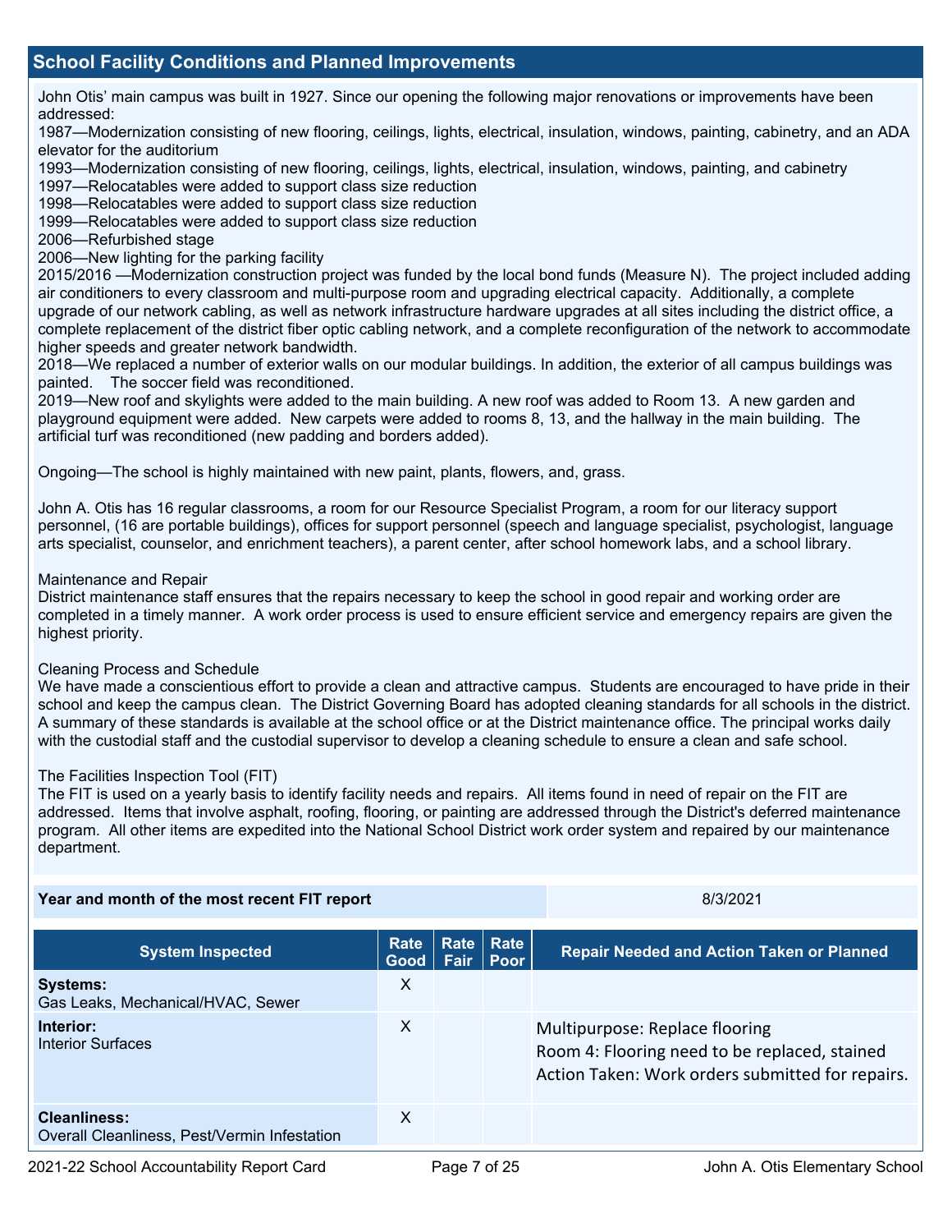## School Facility Conditions and Planned Improvements

John Otis' main campus was built in 1927. Since our opening the following major renovations or improvements have been addressed:

1987—Modernization consisting of new flooring, ceilings, lights, electrical, insulation, windows, painting, cabinetry, and an ADA elevator for the auditorium
1993—Modernization consisting of new flooring, ceilings, lights, electrical, insulation, windows, painting, and cabinetry
1997—Relocatables were added to support class size reduction
1998—Relocatables were added to support class size reduction
1999—Relocatables were added to support class size reduction
2006—Refurbished stage
2006—New lighting for the parking facility
2015/2016 —Modernization construction project was funded by the local bond funds (Measure N). The project included adding air conditioners to every classroom and multi-purpose room and upgrading electrical capacity. Additionally, a complete upgrade of our network cabling, as well as network infrastructure hardware upgrades at all sites including the district office, a complete replacement of the district fiber optic cabling network, and a complete reconfiguration of the network to accommodate higher speeds and greater network bandwidth.
2018—We replaced a number of exterior walls on our modular buildings. In addition, the exterior of all campus buildings was painted. The soccer field was reconditioned.
2019—New roof and skylights were added to the main building. A new roof was added to Room 13. A new garden and playground equipment were added. New carpets were added to rooms 8, 13, and the hallway in the main building. The artificial turf was reconditioned (new padding and borders added).

Ongoing—The school is highly maintained with new paint, plants, flowers, and, grass.

John A. Otis has 16 regular classrooms, a room for our Resource Specialist Program, a room for our literacy support personnel, (16 are portable buildings), offices for support personnel (speech and language specialist, psychologist, language arts specialist, counselor, and enrichment teachers), a parent center, after school homework labs, and a school library.

Maintenance and Repair
District maintenance staff ensures that the repairs necessary to keep the school in good repair and working order are completed in a timely manner. A work order process is used to ensure efficient service and emergency repairs are given the highest priority.

Cleaning Process and Schedule
We have made a conscientious effort to provide a clean and attractive campus. Students are encouraged to have pride in their school and keep the campus clean. The District Governing Board has adopted cleaning standards for all schools in the district. A summary of these standards is available at the school office or at the District maintenance office. The principal works daily with the custodial staff and the custodial supervisor to develop a cleaning schedule to ensure a clean and safe school.

The Facilities Inspection Tool (FIT)
The FIT is used on a yearly basis to identify facility needs and repairs. All items found in need of repair on the FIT are addressed. Items that involve asphalt, roofing, flooring, or painting are addressed through the District's deferred maintenance program. All other items are expedited into the National School District work order system and repaired by our maintenance department.

| Year and month of the most recent FIT report | 8/3/2021 |
|---|---|

| System Inspected | Rate Good | Rate Fair | Rate Poor | Repair Needed and Action Taken or Planned |
|---|---|---|---|---|
| **Systems:** Gas Leaks, Mechanical/HVAC, Sewer | X | | | |
| **Interior:** Interior Surfaces | X | | | Multipurpose: Replace flooring<br>Room 4: Flooring need to be replaced, stained<br>Action Taken: Work orders submitted for repairs. |
| **Cleanliness:** Overall Cleanliness, Pest/Vermin Infestation | X | | | |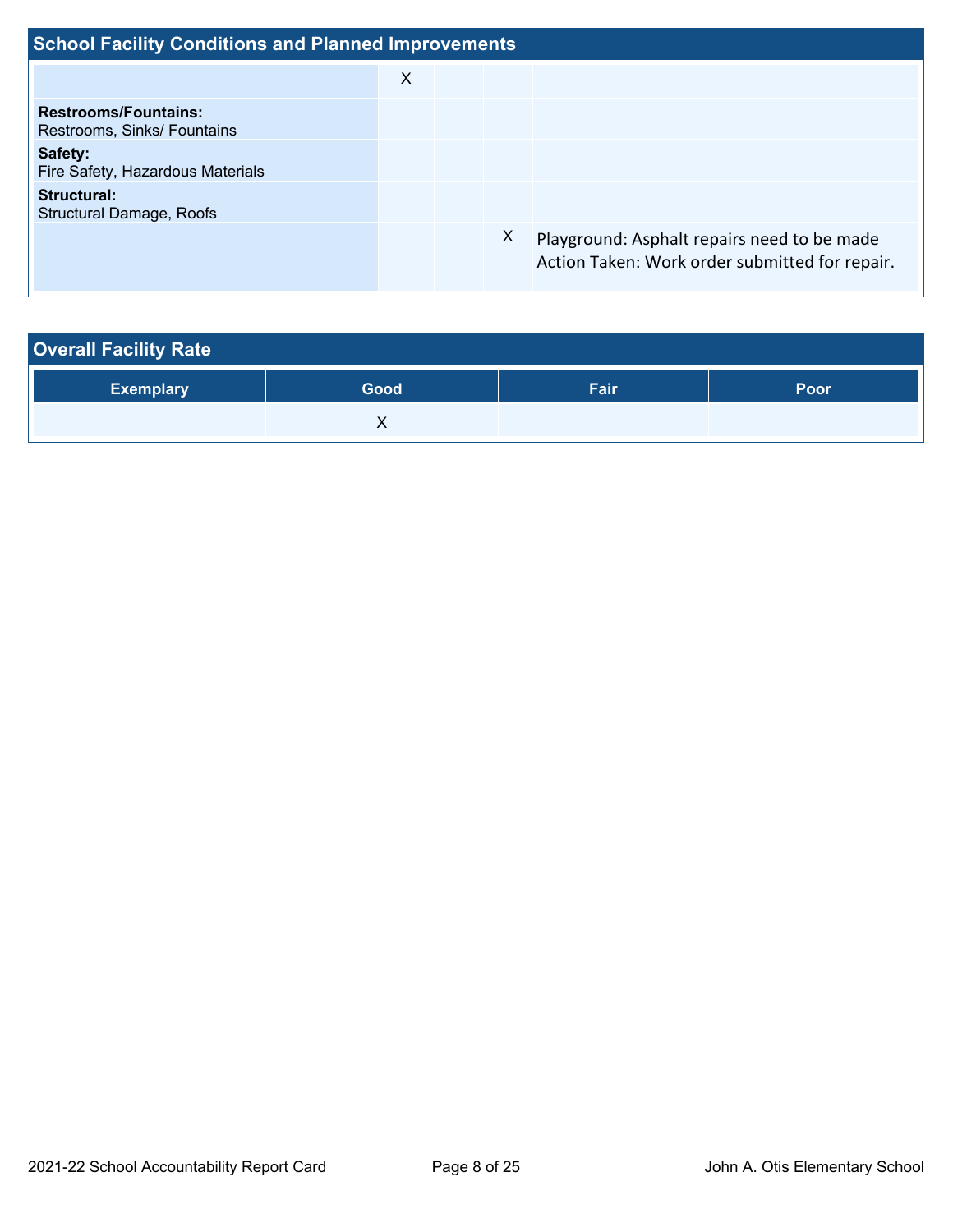## School Facility Conditions and Planned Improvements

| | | | | |
|---|---|---|---|---|
| | X | | | |
| **Restrooms/Fountains:** Restrooms, Sinks/ Fountains | | | | |
| **Safety:** Fire Safety, Hazardous Materials | | | | |
| **Structural:** Structural Damage, Roofs | | | | |
| | | | X | Playground: Asphalt repairs need to be made Action Taken: Work order submitted for repair. |

## Overall Facility Rate

| Exemplary | Good | Fair | Poor |
|---|---|---|---|
| | X | | |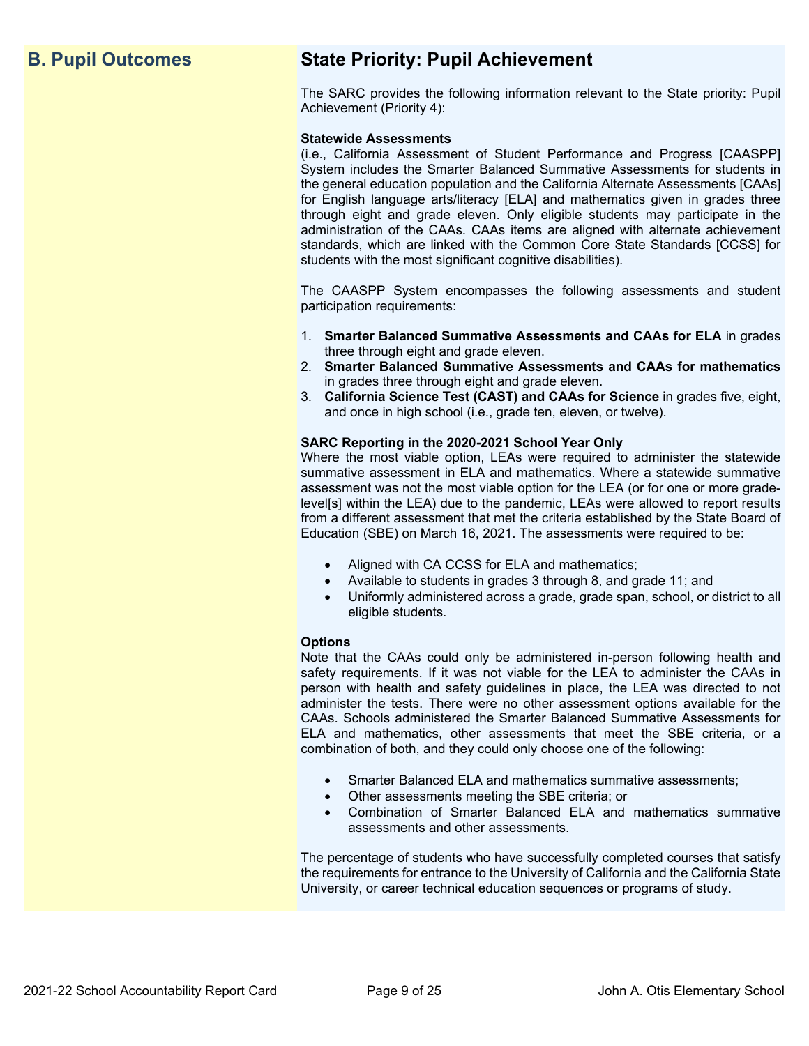## B. Pupil Outcomes

## State Priority: Pupil Achievement

The SARC provides the following information relevant to the State priority: Pupil Achievement (Priority 4):

**Statewide Assessments**
(i.e., California Assessment of Student Performance and Progress [CAASPP] System includes the Smarter Balanced Summative Assessments for students in the general education population and the California Alternate Assessments [CAAs] for English language arts/literacy [ELA] and mathematics given in grades three through eight and grade eleven. Only eligible students may participate in the administration of the CAAs. CAAs items are aligned with alternate achievement standards, which are linked with the Common Core State Standards [CCSS] for students with the most significant cognitive disabilities).

The CAASPP System encompasses the following assessments and student participation requirements:

1. **Smarter Balanced Summative Assessments and CAAs for ELA** in grades three through eight and grade eleven.
2. **Smarter Balanced Summative Assessments and CAAs for mathematics** in grades three through eight and grade eleven.
3. **California Science Test (CAST) and CAAs for Science** in grades five, eight, and once in high school (i.e., grade ten, eleven, or twelve).

**SARC Reporting in the 2020-2021 School Year Only**
Where the most viable option, LEAs were required to administer the statewide summative assessment in ELA and mathematics. Where a statewide summative assessment was not the most viable option for the LEA (or for one or more grade-level[s] within the LEA) due to the pandemic, LEAs were allowed to report results from a different assessment that met the criteria established by the State Board of Education (SBE) on March 16, 2021. The assessments were required to be:

- Aligned with CA CCSS for ELA and mathematics;
- Available to students in grades 3 through 8, and grade 11; and
- Uniformly administered across a grade, grade span, school, or district to all eligible students.

**Options**
Note that the CAAs could only be administered in-person following health and safety requirements. If it was not viable for the LEA to administer the CAAs in person with health and safety guidelines in place, the LEA was directed to not administer the tests. There were no other assessment options available for the CAAs. Schools administered the Smarter Balanced Summative Assessments for ELA and mathematics, other assessments that meet the SBE criteria, or a combination of both, and they could only choose one of the following:

- Smarter Balanced ELA and mathematics summative assessments;
- Other assessments meeting the SBE criteria; or
- Combination of Smarter Balanced ELA and mathematics summative assessments and other assessments.

The percentage of students who have successfully completed courses that satisfy the requirements for entrance to the University of California and the California State University, or career technical education sequences or programs of study.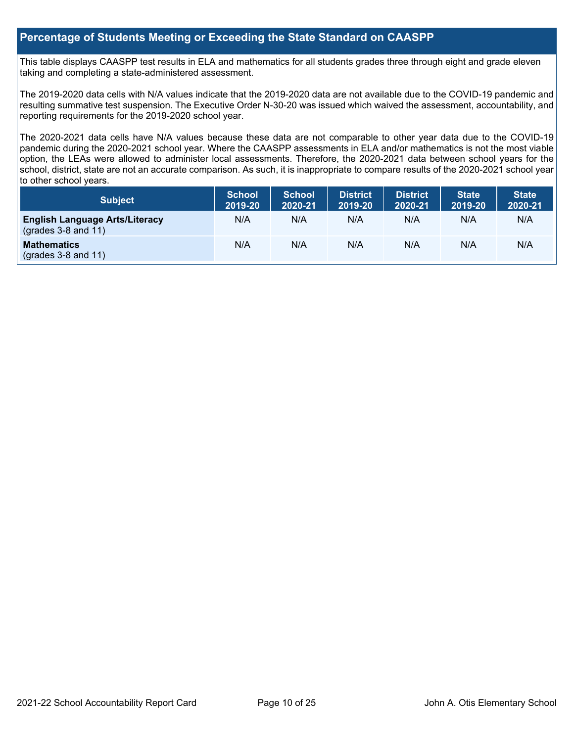## Percentage of Students Meeting or Exceeding the State Standard on CAASPP

This table displays CAASPP test results in ELA and mathematics for all students grades three through eight and grade eleven taking and completing a state-administered assessment.

The 2019-2020 data cells with N/A values indicate that the 2019-2020 data are not available due to the COVID-19 pandemic and resulting summative test suspension. The Executive Order N-30-20 was issued which waived the assessment, accountability, and reporting requirements for the 2019-2020 school year.

The 2020-2021 data cells have N/A values because these data are not comparable to other year data due to the COVID-19 pandemic during the 2020-2021 school year. Where the CAASPP assessments in ELA and/or mathematics is not the most viable option, the LEAs were allowed to administer local assessments. Therefore, the 2020-2021 data between school years for the school, district, state are not an accurate comparison. As such, it is inappropriate to compare results of the 2020-2021 school year to other school years.

| Subject | School 2019-20 | School 2020-21 | District 2019-20 | District 2020-21 | State 2019-20 | State 2020-21 |
|---|---|---|---|---|---|---|
| **English Language Arts/Literacy** (grades 3-8 and 11) | N/A | N/A | N/A | N/A | N/A | N/A |
| **Mathematics** (grades 3-8 and 11) | N/A | N/A | N/A | N/A | N/A | N/A |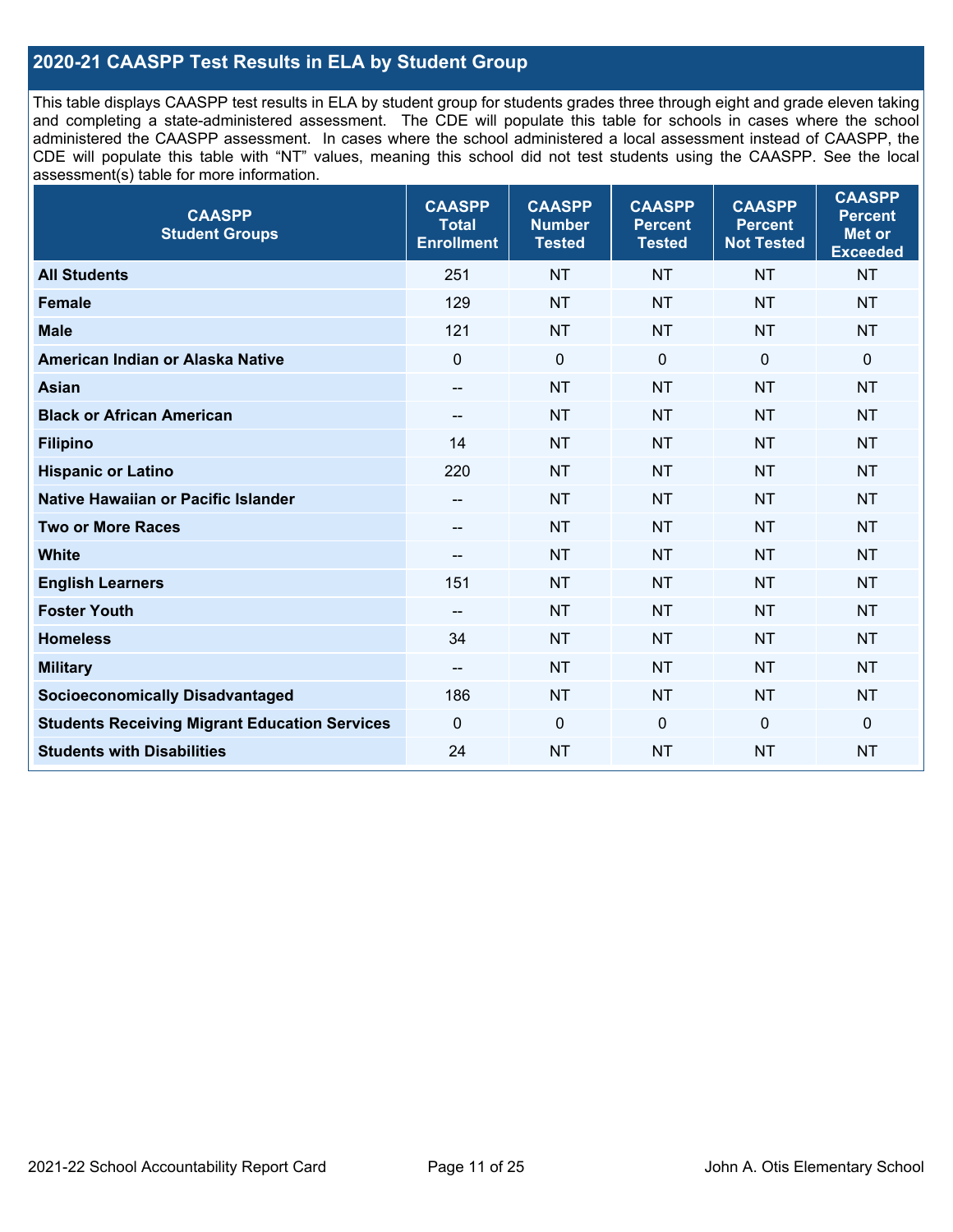## 2020-21 CAASPP Test Results in ELA by Student Group

This table displays CAASPP test results in ELA by student group for students grades three through eight and grade eleven taking and completing a state-administered assessment. The CDE will populate this table for schools in cases where the school administered the CAASPP assessment. In cases where the school administered a local assessment instead of CAASPP, the CDE will populate this table with "NT" values, meaning this school did not test students using the CAASPP. See the local assessment(s) table for more information.

| CAASPP Student Groups | CAASPP Total Enrollment | CAASPP Number Tested | CAASPP Percent Tested | CAASPP Percent Not Tested | CAASPP Percent Met or Exceeded |
|---|---|---|---|---|---|
| **All Students** | 251 | NT | NT | NT | NT |
| **Female** | 129 | NT | NT | NT | NT |
| **Male** | 121 | NT | NT | NT | NT |
| **American Indian or Alaska Native** | 0 | 0 | 0 | 0 | 0 |
| **Asian** | -- | NT | NT | NT | NT |
| **Black or African American** | -- | NT | NT | NT | NT |
| **Filipino** | 14 | NT | NT | NT | NT |
| **Hispanic or Latino** | 220 | NT | NT | NT | NT |
| **Native Hawaiian or Pacific Islander** | -- | NT | NT | NT | NT |
| **Two or More Races** | -- | NT | NT | NT | NT |
| **White** | -- | NT | NT | NT | NT |
| **English Learners** | 151 | NT | NT | NT | NT |
| **Foster Youth** | -- | NT | NT | NT | NT |
| **Homeless** | 34 | NT | NT | NT | NT |
| **Military** | -- | NT | NT | NT | NT |
| **Socioeconomically Disadvantaged** | 186 | NT | NT | NT | NT |
| **Students Receiving Migrant Education Services** | 0 | 0 | 0 | 0 | 0 |
| **Students with Disabilities** | 24 | NT | NT | NT | NT |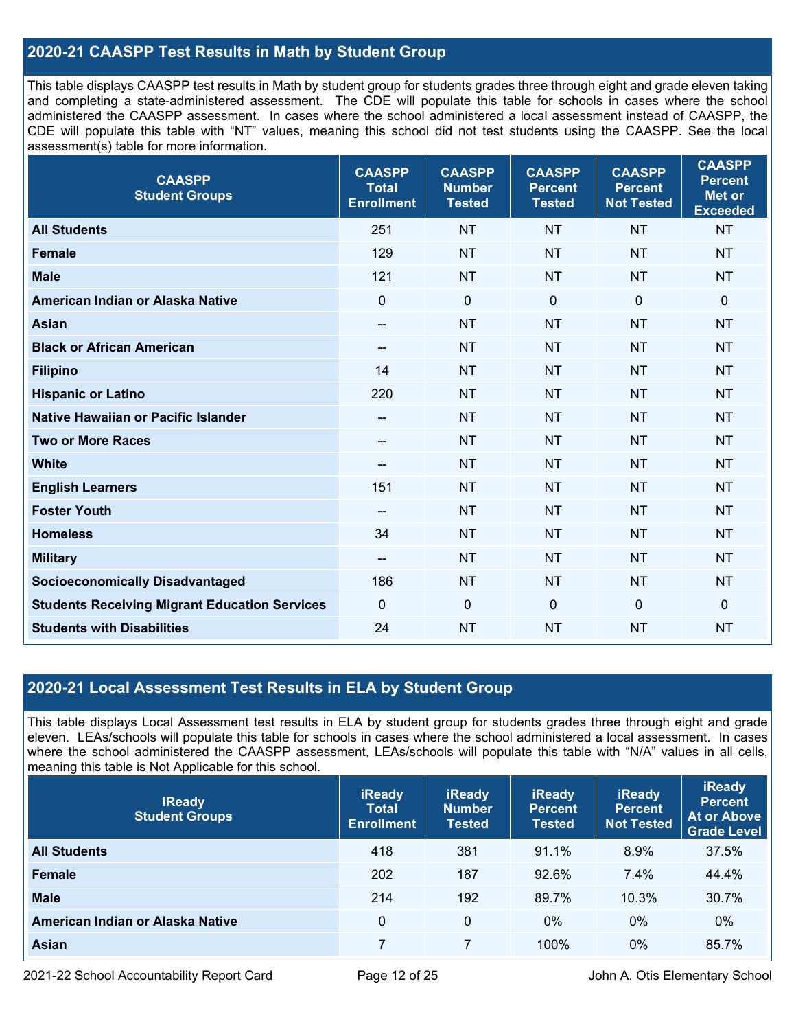## 2020-21 CAASPP Test Results in Math by Student Group

This table displays CAASPP test results in Math by student group for students grades three through eight and grade eleven taking and completing a state-administered assessment. The CDE will populate this table for schools in cases where the school administered the CAASPP assessment. In cases where the school administered a local assessment instead of CAASPP, the CDE will populate this table with "NT" values, meaning this school did not test students using the CAASPP. See the local assessment(s) table for more information.

| CAASPP Student Groups | CAASPP Total Enrollment | CAASPP Number Tested | CAASPP Percent Tested | CAASPP Percent Not Tested | CAASPP Percent Met or Exceeded |
|---|---|---|---|---|---|
| All Students | 251 | NT | NT | NT | NT |
| Female | 129 | NT | NT | NT | NT |
| Male | 121 | NT | NT | NT | NT |
| American Indian or Alaska Native | 0 | 0 | 0 | 0 | 0 |
| Asian | -- | NT | NT | NT | NT |
| Black or African American | -- | NT | NT | NT | NT |
| Filipino | 14 | NT | NT | NT | NT |
| Hispanic or Latino | 220 | NT | NT | NT | NT |
| Native Hawaiian or Pacific Islander | -- | NT | NT | NT | NT |
| Two or More Races | -- | NT | NT | NT | NT |
| White | -- | NT | NT | NT | NT |
| English Learners | 151 | NT | NT | NT | NT |
| Foster Youth | -- | NT | NT | NT | NT |
| Homeless | 34 | NT | NT | NT | NT |
| Military | -- | NT | NT | NT | NT |
| Socioeconomically Disadvantaged | 186 | NT | NT | NT | NT |
| Students Receiving Migrant Education Services | 0 | 0 | 0 | 0 | 0 |
| Students with Disabilities | 24 | NT | NT | NT | NT |

## 2020-21 Local Assessment Test Results in ELA by Student Group

This table displays Local Assessment test results in ELA by student group for students grades three through eight and grade eleven. LEAs/schools will populate this table for schools in cases where the school administered a local assessment. In cases where the school administered the CAASPP assessment, LEAs/schools will populate this table with "N/A" values in all cells, meaning this table is Not Applicable for this school.

| iReady Student Groups | iReady Total Enrollment | iReady Number Tested | iReady Percent Tested | iReady Percent Not Tested | iReady Percent At or Above Grade Level |
|---|---|---|---|---|---|
| All Students | 418 | 381 | 91.1% | 8.9% | 37.5% |
| Female | 202 | 187 | 92.6% | 7.4% | 44.4% |
| Male | 214 | 192 | 89.7% | 10.3% | 30.7% |
| American Indian or Alaska Native | 0 | 0 | 0% | 0% | 0% |
| Asian | 7 | 7 | 100% | 0% | 85.7% |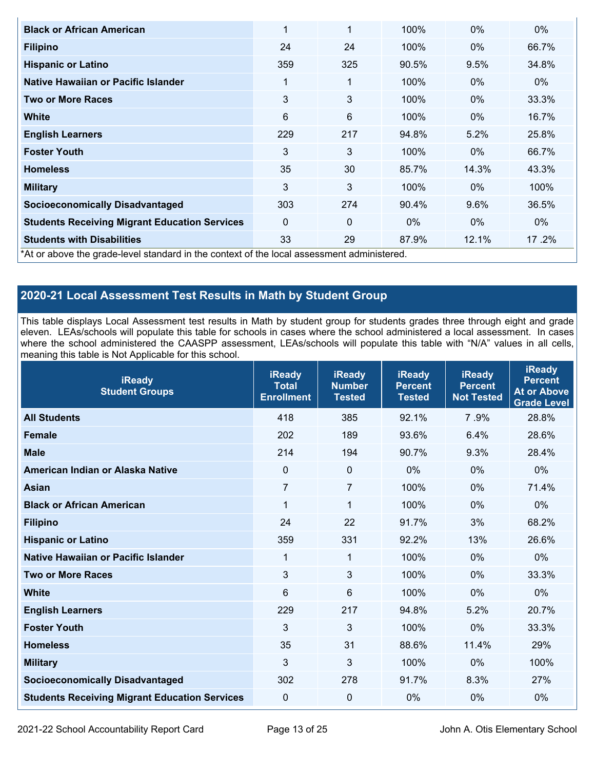| | | | | | |
|---|---|---|---|---|---|
| **Black or African American** | 1 | 1 | 100% | 0% | 0% |
| **Filipino** | 24 | 24 | 100% | 0% | 66.7% |
| **Hispanic or Latino** | 359 | 325 | 90.5% | 9.5% | 34.8% |
| **Native Hawaiian or Pacific Islander** | 1 | 1 | 100% | 0% | 0% |
| **Two or More Races** | 3 | 3 | 100% | 0% | 33.3% |
| **White** | 6 | 6 | 100% | 0% | 16.7% |
| **English Learners** | 229 | 217 | 94.8% | 5.2% | 25.8% |
| **Foster Youth** | 3 | 3 | 100% | 0% | 66.7% |
| **Homeless** | 35 | 30 | 85.7% | 14.3% | 43.3% |
| **Military** | 3 | 3 | 100% | 0% | 100% |
| **Socioeconomically Disadvantaged** | 303 | 274 | 90.4% | 9.6% | 36.5% |
| **Students Receiving Migrant Education Services** | 0 | 0 | 0% | 0% | 0% |
| **Students with Disabilities** | 33 | 29 | 87.9% | 12.1% | 17 .2% |

*At or above the grade-level standard in the context of the local assessment administered.

## 2020-21 Local Assessment Test Results in Math by Student Group

This table displays Local Assessment test results in Math by student group for students grades three through eight and grade eleven. LEAs/schools will populate this table for schools in cases where the school administered a local assessment. In cases where the school administered the CAASPP assessment, LEAs/schools will populate this table with "N/A" values in all cells, meaning this table is Not Applicable for this school.

| iReady Student Groups | iReady Total Enrollment | iReady Number Tested | iReady Percent Tested | iReady Percent Not Tested | iReady Percent At or Above Grade Level |
|---|---|---|---|---|---|
| **All Students** | 418 | 385 | 92.1% | 7 .9% | 28.8% |
| **Female** | 202 | 189 | 93.6% | 6.4% | 28.6% |
| **Male** | 214 | 194 | 90.7% | 9.3% | 28.4% |
| **American Indian or Alaska Native** | 0 | 0 | 0% | 0% | 0% |
| **Asian** | 7 | 7 | 100% | 0% | 71.4% |
| **Black or African American** | 1 | 1 | 100% | 0% | 0% |
| **Filipino** | 24 | 22 | 91.7% | 3% | 68.2% |
| **Hispanic or Latino** | 359 | 331 | 92.2% | 13% | 26.6% |
| **Native Hawaiian or Pacific Islander** | 1 | 1 | 100% | 0% | 0% |
| **Two or More Races** | 3 | 3 | 100% | 0% | 33.3% |
| **White** | 6 | 6 | 100% | 0% | 0% |
| **English Learners** | 229 | 217 | 94.8% | 5.2% | 20.7% |
| **Foster Youth** | 3 | 3 | 100% | 0% | 33.3% |
| **Homeless** | 35 | 31 | 88.6% | 11.4% | 29% |
| **Military** | 3 | 3 | 100% | 0% | 100% |
| **Socioeconomically Disadvantaged** | 302 | 278 | 91.7% | 8.3% | 27% |
| **Students Receiving Migrant Education Services** | 0 | 0 | 0% | 0% | 0% |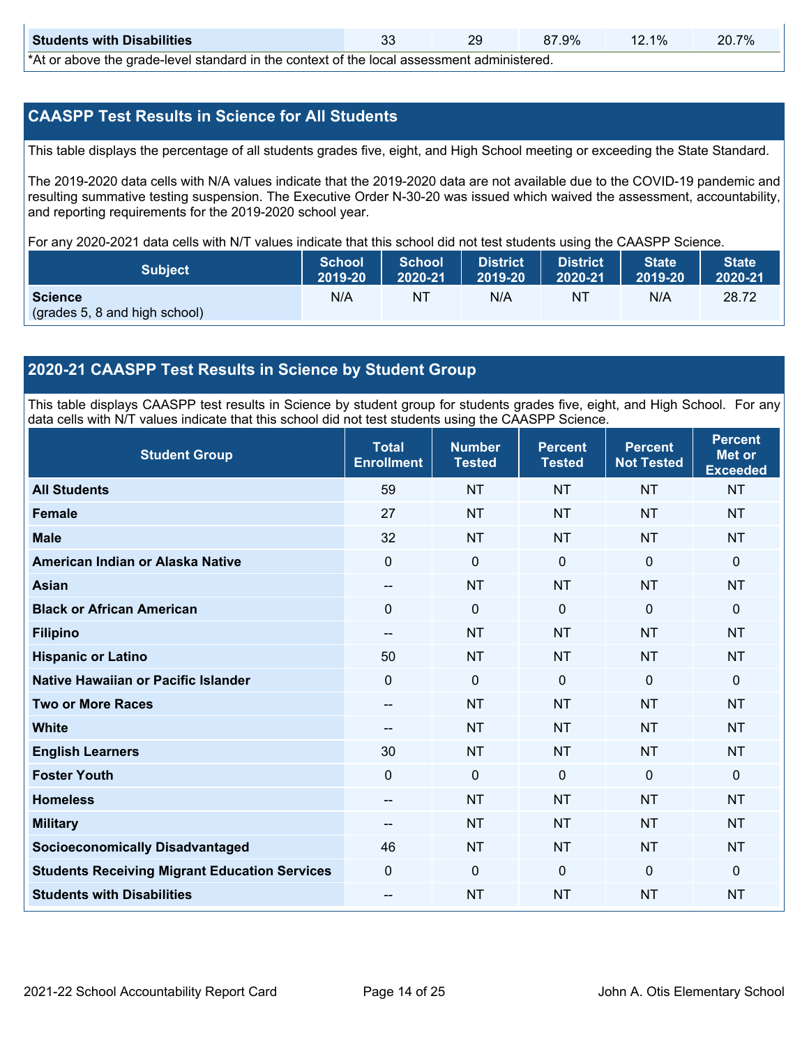| Students with Disabilities | 33 | 29 | 87.9% | 12.1% | 20.7% |
|---|---|---|---|---|---|

*At or above the grade-level standard in the context of the local assessment administered.

## CAASPP Test Results in Science for All Students

This table displays the percentage of all students grades five, eight, and High School meeting or exceeding the State Standard.

The 2019-2020 data cells with N/A values indicate that the 2019-2020 data are not available due to the COVID-19 pandemic and resulting summative testing suspension. The Executive Order N-30-20 was issued which waived the assessment, accountability, and reporting requirements for the 2019-2020 school year.

For any 2020-2021 data cells with N/T values indicate that this school did not test students using the CAASPP Science.

| Subject | School 2019-20 | School 2020-21 | District 2019-20 | District 2020-21 | State 2019-20 | State 2020-21 |
|---|---|---|---|---|---|---|
| **Science** (grades 5, 8 and high school) | N/A | NT | N/A | NT | N/A | 28.72 |

## 2020-21 CAASPP Test Results in Science by Student Group

This table displays CAASPP test results in Science by student group for students grades five, eight, and High School. For any data cells with N/T values indicate that this school did not test students using the CAASPP Science.

| Student Group | Total Enrollment | Number Tested | Percent Tested | Percent Not Tested | Percent Met or Exceeded |
|---|---|---|---|---|---|
| **All Students** | 59 | NT | NT | NT | NT |
| **Female** | 27 | NT | NT | NT | NT |
| **Male** | 32 | NT | NT | NT | NT |
| **American Indian or Alaska Native** | 0 | 0 | 0 | 0 | 0 |
| **Asian** | -- | NT | NT | NT | NT |
| **Black or African American** | 0 | 0 | 0 | 0 | 0 |
| **Filipino** | -- | NT | NT | NT | NT |
| **Hispanic or Latino** | 50 | NT | NT | NT | NT |
| **Native Hawaiian or Pacific Islander** | 0 | 0 | 0 | 0 | 0 |
| **Two or More Races** | -- | NT | NT | NT | NT |
| **White** | -- | NT | NT | NT | NT |
| **English Learners** | 30 | NT | NT | NT | NT |
| **Foster Youth** | 0 | 0 | 0 | 0 | 0 |
| **Homeless** | -- | NT | NT | NT | NT |
| **Military** | -- | NT | NT | NT | NT |
| **Socioeconomically Disadvantaged** | 46 | NT | NT | NT | NT |
| **Students Receiving Migrant Education Services** | 0 | 0 | 0 | 0 | 0 |
| **Students with Disabilities** | -- | NT | NT | NT | NT |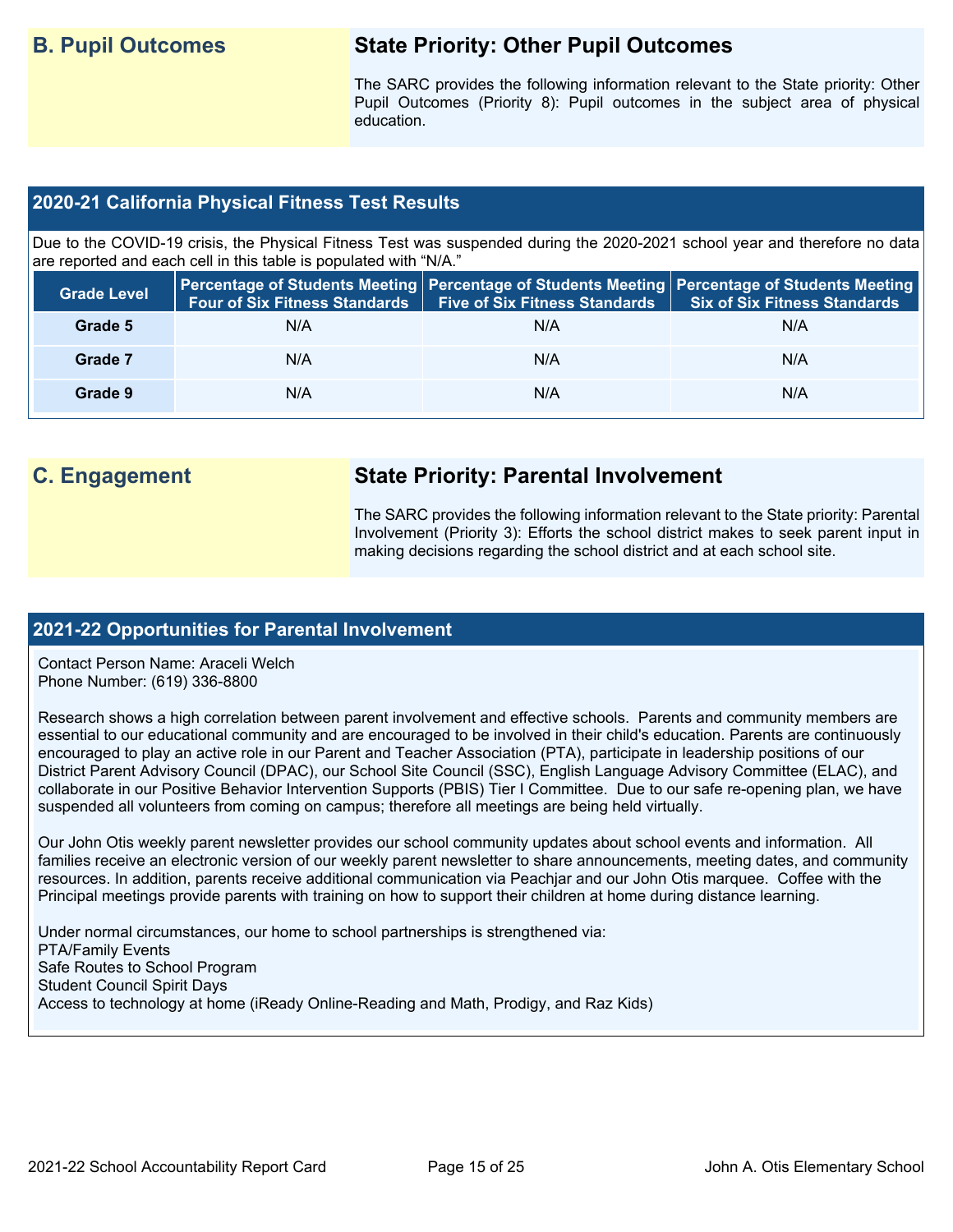## B. Pupil Outcomes

### State Priority: Other Pupil Outcomes

The SARC provides the following information relevant to the State priority: Other Pupil Outcomes (Priority 8): Pupil outcomes in the subject area of physical education.

### 2020-21 California Physical Fitness Test Results

Due to the COVID-19 crisis, the Physical Fitness Test was suspended during the 2020-2021 school year and therefore no data are reported and each cell in this table is populated with "N/A."

| Grade Level | Percentage of Students Meeting Four of Six Fitness Standards | Percentage of Students Meeting Five of Six Fitness Standards | Percentage of Students Meeting Six of Six Fitness Standards |
|---|---|---|---|
| Grade 5 | N/A | N/A | N/A |
| Grade 7 | N/A | N/A | N/A |
| Grade 9 | N/A | N/A | N/A |

## C. Engagement

### State Priority: Parental Involvement

The SARC provides the following information relevant to the State priority: Parental Involvement (Priority 3): Efforts the school district makes to seek parent input in making decisions regarding the school district and at each school site.

### 2021-22 Opportunities for Parental Involvement

Contact Person Name: Araceli Welch
Phone Number: (619) 336-8800

Research shows a high correlation between parent involvement and effective schools. Parents and community members are essential to our educational community and are encouraged to be involved in their child's education. Parents are continuously encouraged to play an active role in our Parent and Teacher Association (PTA), participate in leadership positions of our District Parent Advisory Council (DPAC), our School Site Council (SSC), English Language Advisory Committee (ELAC), and collaborate in our Positive Behavior Intervention Supports (PBIS) Tier I Committee. Due to our safe re-opening plan, we have suspended all volunteers from coming on campus; therefore all meetings are being held virtually.

Our John Otis weekly parent newsletter provides our school community updates about school events and information. All families receive an electronic version of our weekly parent newsletter to share announcements, meeting dates, and community resources. In addition, parents receive additional communication via Peachjar and our John Otis marquee. Coffee with the Principal meetings provide parents with training on how to support their children at home during distance learning.

Under normal circumstances, our home to school partnerships is strengthened via:
PTA/Family Events
Safe Routes to School Program
Student Council Spirit Days
Access to technology at home (iReady Online-Reading and Math, Prodigy, and Raz Kids)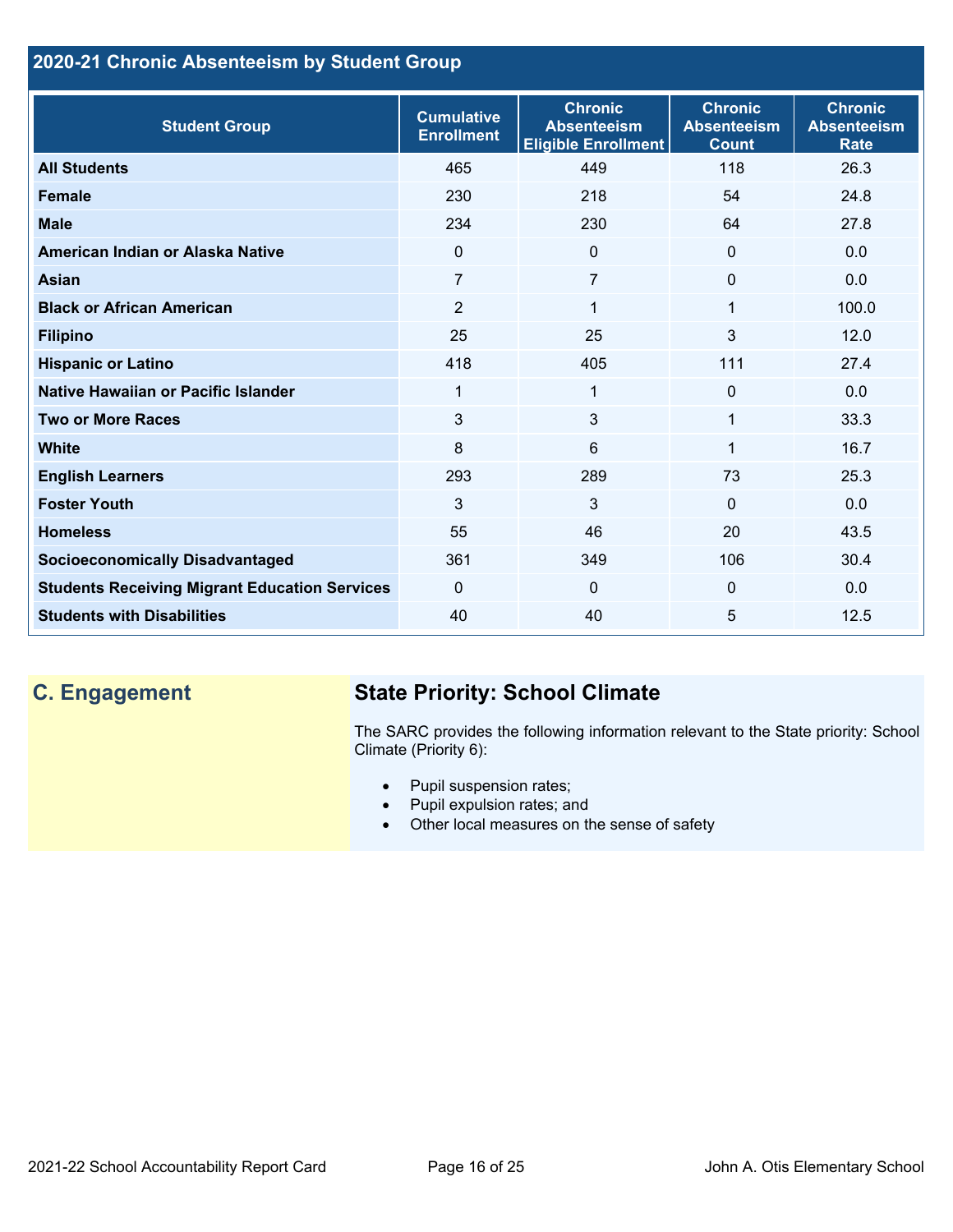## 2020-21 Chronic Absenteeism by Student Group

| Student Group | Cumulative Enrollment | Chronic Absenteeism Eligible Enrollment | Chronic Absenteeism Count | Chronic Absenteeism Rate |
|---|---|---|---|---|
| **All Students** | 465 | 449 | 118 | 26.3 |
| **Female** | 230 | 218 | 54 | 24.8 |
| **Male** | 234 | 230 | 64 | 27.8 |
| **American Indian or Alaska Native** | 0 | 0 | 0 | 0.0 |
| **Asian** | 7 | 7 | 0 | 0.0 |
| **Black or African American** | 2 | 1 | 1 | 100.0 |
| **Filipino** | 25 | 25 | 3 | 12.0 |
| **Hispanic or Latino** | 418 | 405 | 111 | 27.4 |
| **Native Hawaiian or Pacific Islander** | 1 | 1 | 0 | 0.0 |
| **Two or More Races** | 3 | 3 | 1 | 33.3 |
| **White** | 8 | 6 | 1 | 16.7 |
| **English Learners** | 293 | 289 | 73 | 25.3 |
| **Foster Youth** | 3 | 3 | 0 | 0.0 |
| **Homeless** | 55 | 46 | 20 | 43.5 |
| **Socioeconomically Disadvantaged** | 361 | 349 | 106 | 30.4 |
| **Students Receiving Migrant Education Services** | 0 | 0 | 0 | 0.0 |
| **Students with Disabilities** | 40 | 40 | 5 | 12.5 |

## C. Engagement

### State Priority: School Climate

The SARC provides the following information relevant to the State priority: School Climate (Priority 6):

- Pupil suspension rates;
- Pupil expulsion rates; and
- Other local measures on the sense of safety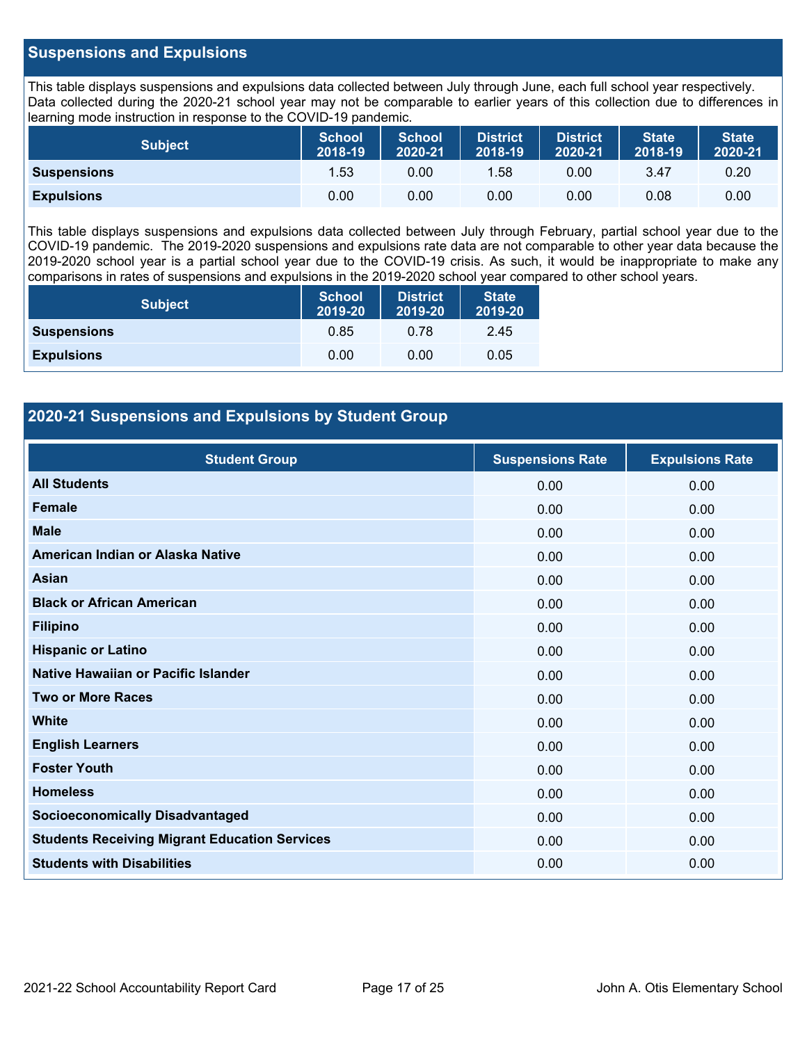## Suspensions and Expulsions

This table displays suspensions and expulsions data collected between July through June, each full school year respectively. Data collected during the 2020-21 school year may not be comparable to earlier years of this collection due to differences in learning mode instruction in response to the COVID-19 pandemic.

| Subject | School 2018-19 | School 2020-21 | District 2018-19 | District 2020-21 | State 2018-19 | State 2020-21 |
|---|---|---|---|---|---|---|
| **Suspensions** | 1.53 | 0.00 | 1.58 | 0.00 | 3.47 | 0.20 |
| **Expulsions** | 0.00 | 0.00 | 0.00 | 0.00 | 0.08 | 0.00 |

This table displays suspensions and expulsions data collected between July through February, partial school year due to the COVID-19 pandemic. The 2019-2020 suspensions and expulsions rate data are not comparable to other year data because the 2019-2020 school year is a partial school year due to the COVID-19 crisis. As such, it would be inappropriate to make any comparisons in rates of suspensions and expulsions in the 2019-2020 school year compared to other school years.

| Subject | School 2019-20 | District 2019-20 | State 2019-20 |
|---|---|---|---|
| **Suspensions** | 0.85 | 0.78 | 2.45 |
| **Expulsions** | 0.00 | 0.00 | 0.05 |

## 2020-21 Suspensions and Expulsions by Student Group

| Student Group | Suspensions Rate | Expulsions Rate |
|---|---|---|
| **All Students** | 0.00 | 0.00 |
| **Female** | 0.00 | 0.00 |
| **Male** | 0.00 | 0.00 |
| **American Indian or Alaska Native** | 0.00 | 0.00 |
| **Asian** | 0.00 | 0.00 |
| **Black or African American** | 0.00 | 0.00 |
| **Filipino** | 0.00 | 0.00 |
| **Hispanic or Latino** | 0.00 | 0.00 |
| **Native Hawaiian or Pacific Islander** | 0.00 | 0.00 |
| **Two or More Races** | 0.00 | 0.00 |
| **White** | 0.00 | 0.00 |
| **English Learners** | 0.00 | 0.00 |
| **Foster Youth** | 0.00 | 0.00 |
| **Homeless** | 0.00 | 0.00 |
| **Socioeconomically Disadvantaged** | 0.00 | 0.00 |
| **Students Receiving Migrant Education Services** | 0.00 | 0.00 |
| **Students with Disabilities** | 0.00 | 0.00 |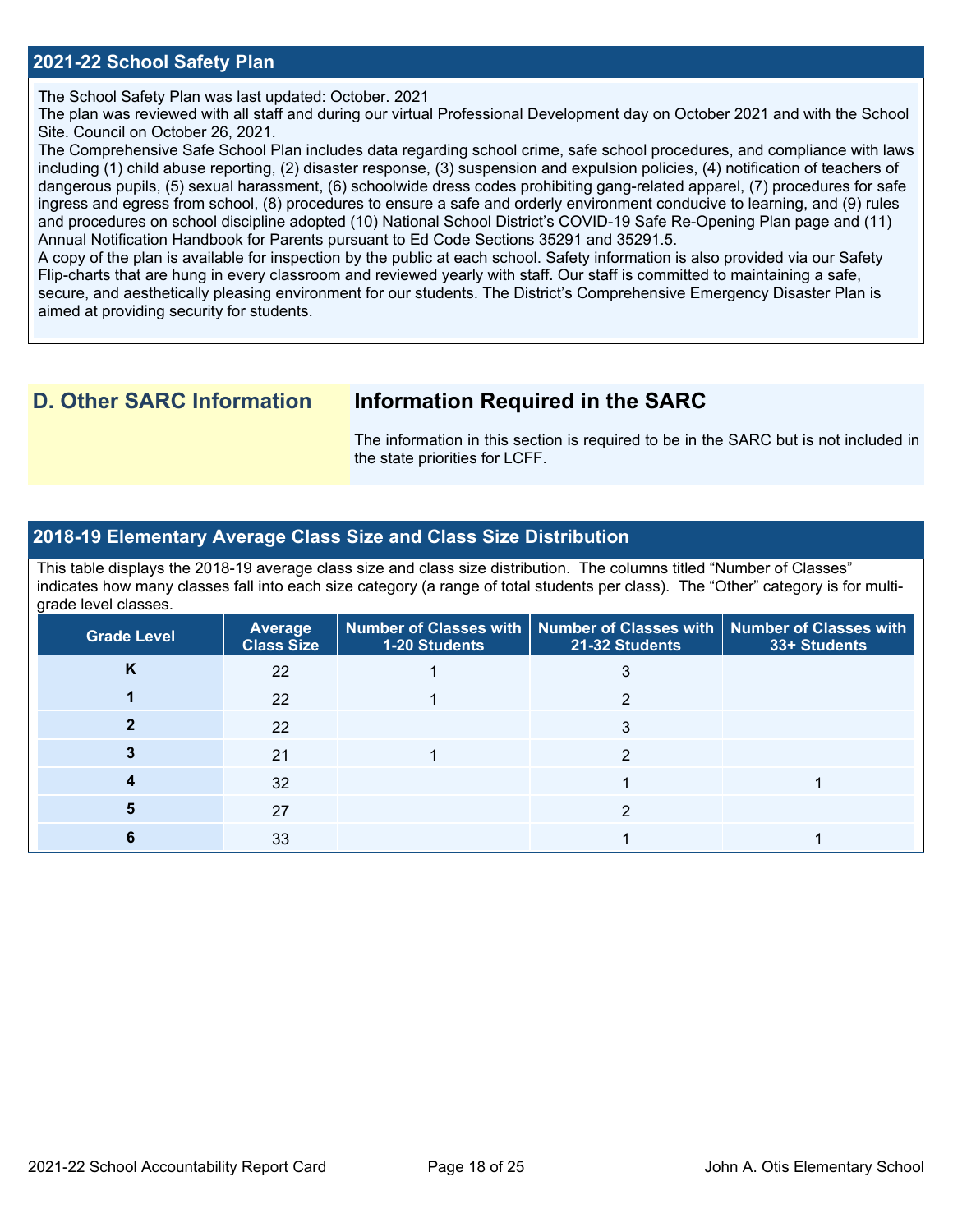## 2021-22 School Safety Plan

The School Safety Plan was last updated: October. 2021
The plan was reviewed with all staff and during our virtual Professional Development day on October 2021 and with the School Site. Council on October 26, 2021.
The Comprehensive Safe School Plan includes data regarding school crime, safe school procedures, and compliance with laws including (1) child abuse reporting, (2) disaster response, (3) suspension and expulsion policies, (4) notification of teachers of dangerous pupils, (5) sexual harassment, (6) schoolwide dress codes prohibiting gang-related apparel, (7) procedures for safe ingress and egress from school, (8) procedures to ensure a safe and orderly environment conducive to learning, and (9) rules and procedures on school discipline adopted (10) National School District's COVID-19 Safe Re-Opening Plan page and (11) Annual Notification Handbook for Parents pursuant to Ed Code Sections 35291 and 35291.5.
A copy of the plan is available for inspection by the public at each school. Safety information is also provided via our Safety Flip-charts that are hung in every classroom and reviewed yearly with staff. Our staff is committed to maintaining a safe, secure, and aesthetically pleasing environment for our students. The District's Comprehensive Emergency Disaster Plan is aimed at providing security for students.

## D. Other SARC Information

### Information Required in the SARC

The information in this section is required to be in the SARC but is not included in the state priorities for LCFF.

## 2018-19 Elementary Average Class Size and Class Size Distribution

This table displays the 2018-19 average class size and class size distribution. The columns titled "Number of Classes" indicates how many classes fall into each size category (a range of total students per class). The "Other" category is for multi-grade level classes.

| Grade Level | Average Class Size | Number of Classes with 1-20 Students | Number of Classes with 21-32 Students | Number of Classes with 33+ Students |
|---|---|---|---|---|
| K | 22 | 1 | 3 | |
| 1 | 22 | 1 | 2 | |
| 2 | 22 | | 3 | |
| 3 | 21 | 1 | 2 | |
| 4 | 32 | | 1 | 1 |
| 5 | 27 | | 2 | |
| 6 | 33 | | 1 | 1 |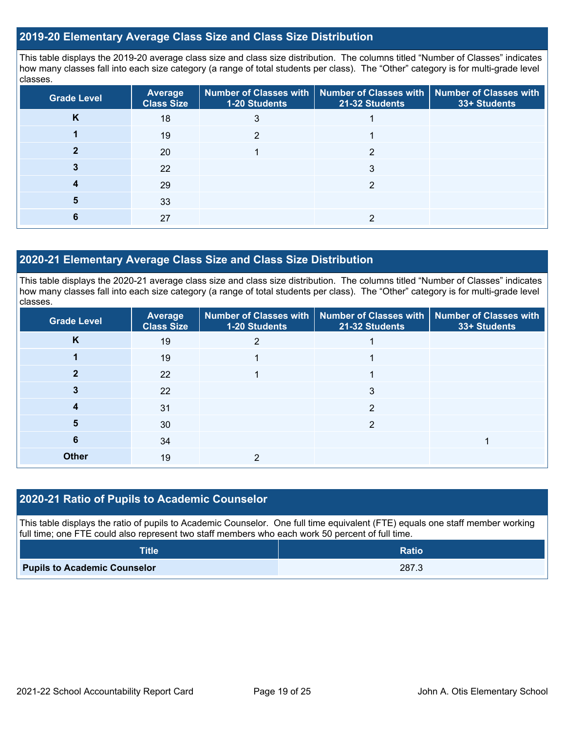## 2019-20 Elementary Average Class Size and Class Size Distribution

This table displays the 2019-20 average class size and class size distribution. The columns titled "Number of Classes" indicates how many classes fall into each size category (a range of total students per class). The "Other" category is for multi-grade level classes.

| Grade Level | Average Class Size | Number of Classes with 1-20 Students | Number of Classes with 21-32 Students | Number of Classes with 33+ Students |
|---|---|---|---|---|
| **K** | 18 | 3 | 1 | |
| **1** | 19 | 2 | 1 | |
| **2** | 20 | 1 | 2 | |
| **3** | 22 | | 3 | |
| **4** | 29 | | 2 | |
| **5** | 33 | | | |
| **6** | 27 | | 2 | |

## 2020-21 Elementary Average Class Size and Class Size Distribution

This table displays the 2020-21 average class size and class size distribution. The columns titled "Number of Classes" indicates how many classes fall into each size category (a range of total students per class). The "Other" category is for multi-grade level classes.

| Grade Level | Average Class Size | Number of Classes with 1-20 Students | Number of Classes with 21-32 Students | Number of Classes with 33+ Students |
|---|---|---|---|---|
| **K** | 19 | 2 | 1 | |
| **1** | 19 | 1 | 1 | |
| **2** | 22 | 1 | 1 | |
| **3** | 22 | | 3 | |
| **4** | 31 | | 2 | |
| **5** | 30 | | 2 | |
| **6** | 34 | | | 1 |
| **Other** | 19 | 2 | | |

## 2020-21 Ratio of Pupils to Academic Counselor

This table displays the ratio of pupils to Academic Counselor. One full time equivalent (FTE) equals one staff member working full time; one FTE could also represent two staff members who each work 50 percent of full time.

| Title | Ratio |
|---|---|
| **Pupils to Academic Counselor** | 287.3 |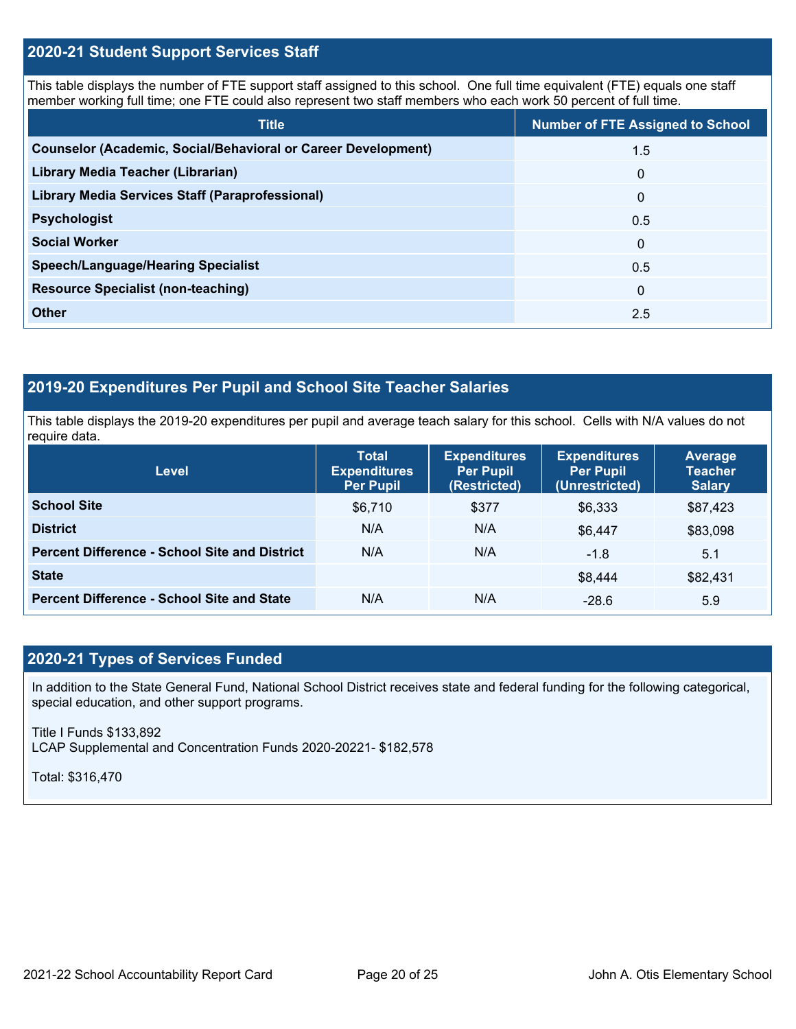## 2020-21 Student Support Services Staff

This table displays the number of FTE support staff assigned to this school. One full time equivalent (FTE) equals one staff member working full time; one FTE could also represent two staff members who each work 50 percent of full time.

| Title | Number of FTE Assigned to School |
|---|---|
| Counselor (Academic, Social/Behavioral or Career Development) | 1.5 |
| Library Media Teacher (Librarian) | 0 |
| Library Media Services Staff (Paraprofessional) | 0 |
| Psychologist | 0.5 |
| Social Worker | 0 |
| Speech/Language/Hearing Specialist | 0.5 |
| Resource Specialist (non-teaching) | 0 |
| Other | 2.5 |

## 2019-20 Expenditures Per Pupil and School Site Teacher Salaries

This table displays the 2019-20 expenditures per pupil and average teach salary for this school. Cells with N/A values do not require data.

| Level | Total Expenditures Per Pupil | Expenditures Per Pupil (Restricted) | Expenditures Per Pupil (Unrestricted) | Average Teacher Salary |
|---|---|---|---|---|
| School Site | $6,710 | $377 | $6,333 | $87,423 |
| District | N/A | N/A | $6,447 | $83,098 |
| Percent Difference - School Site and District | N/A | N/A | -1.8 | 5.1 |
| State | | | $8,444 | $82,431 |
| Percent Difference - School Site and State | N/A | N/A | -28.6 | 5.9 |

## 2020-21 Types of Services Funded

In addition to the State General Fund, National School District receives state and federal funding for the following categorical, special education, and other support programs.

Title I Funds $133,892
LCAP Supplemental and Concentration Funds 2020-20221- $182,578

Total: $316,470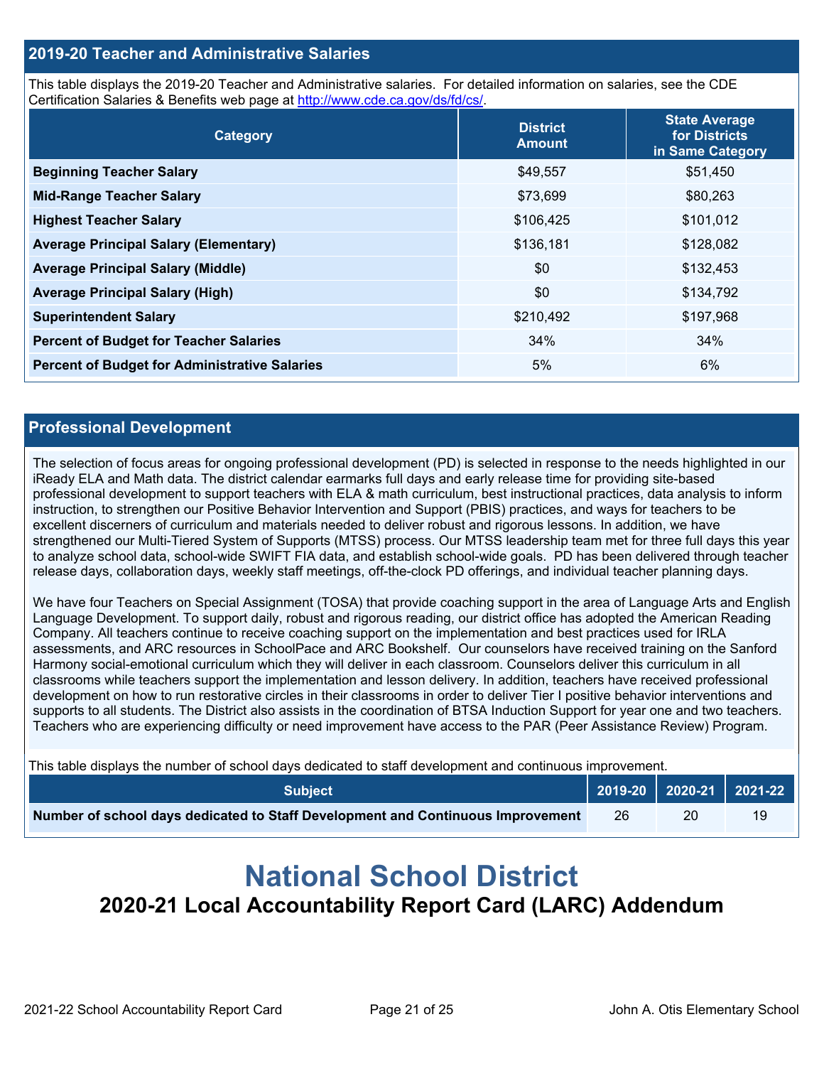## 2019-20 Teacher and Administrative Salaries

This table displays the 2019-20 Teacher and Administrative salaries. For detailed information on salaries, see the CDE Certification Salaries & Benefits web page at http://www.cde.ca.gov/ds/fd/cs/.

| Category | District Amount | State Average for Districts in Same Category |
|---|---|---|
| **Beginning Teacher Salary** | $49,557 | $51,450 |
| **Mid-Range Teacher Salary** | $73,699 | $80,263 |
| **Highest Teacher Salary** | $106,425 | $101,012 |
| **Average Principal Salary (Elementary)** | $136,181 | $128,082 |
| **Average Principal Salary (Middle)** | $0 | $132,453 |
| **Average Principal Salary (High)** | $0 | $134,792 |
| **Superintendent Salary** | $210,492 | $197,968 |
| **Percent of Budget for Teacher Salaries** | 34% | 34% |
| **Percent of Budget for Administrative Salaries** | 5% | 6% |

## Professional Development

The selection of focus areas for ongoing professional development (PD) is selected in response to the needs highlighted in our iReady ELA and Math data. The district calendar earmarks full days and early release time for providing site-based professional development to support teachers with ELA & math curriculum, best instructional practices, data analysis to inform instruction, to strengthen our Positive Behavior Intervention and Support (PBIS) practices, and ways for teachers to be excellent discerners of curriculum and materials needed to deliver robust and rigorous lessons. In addition, we have strengthened our Multi-Tiered System of Supports (MTSS) process. Our MTSS leadership team met for three full days this year to analyze school data, school-wide SWIFT FIA data, and establish school-wide goals. PD has been delivered through teacher release days, collaboration days, weekly staff meetings, off-the-clock PD offerings, and individual teacher planning days.

We have four Teachers on Special Assignment (TOSA) that provide coaching support in the area of Language Arts and English Language Development. To support daily, robust and rigorous reading, our district office has adopted the American Reading Company. All teachers continue to receive coaching support on the implementation and best practices used for IRLA assessments, and ARC resources in SchoolPace and ARC Bookshelf. Our counselors have received training on the Sanford Harmony social-emotional curriculum which they will deliver in each classroom. Counselors deliver this curriculum in all classrooms while teachers support the implementation and lesson delivery. In addition, teachers have received professional development on how to run restorative circles in their classrooms in order to deliver Tier I positive behavior interventions and supports to all students. The District also assists in the coordination of BTSA Induction Support for year one and two teachers. Teachers who are experiencing difficulty or need improvement have access to the PAR (Peer Assistance Review) Program.

This table displays the number of school days dedicated to staff development and continuous improvement.

| Subject | 2019-20 | 2020-21 | 2021-22 |
|---|---|---|---|
| **Number of school days dedicated to Staff Development and Continuous Improvement** | 26 | 20 | 19 |

# National School District

## 2020-21 Local Accountability Report Card (LARC) Addendum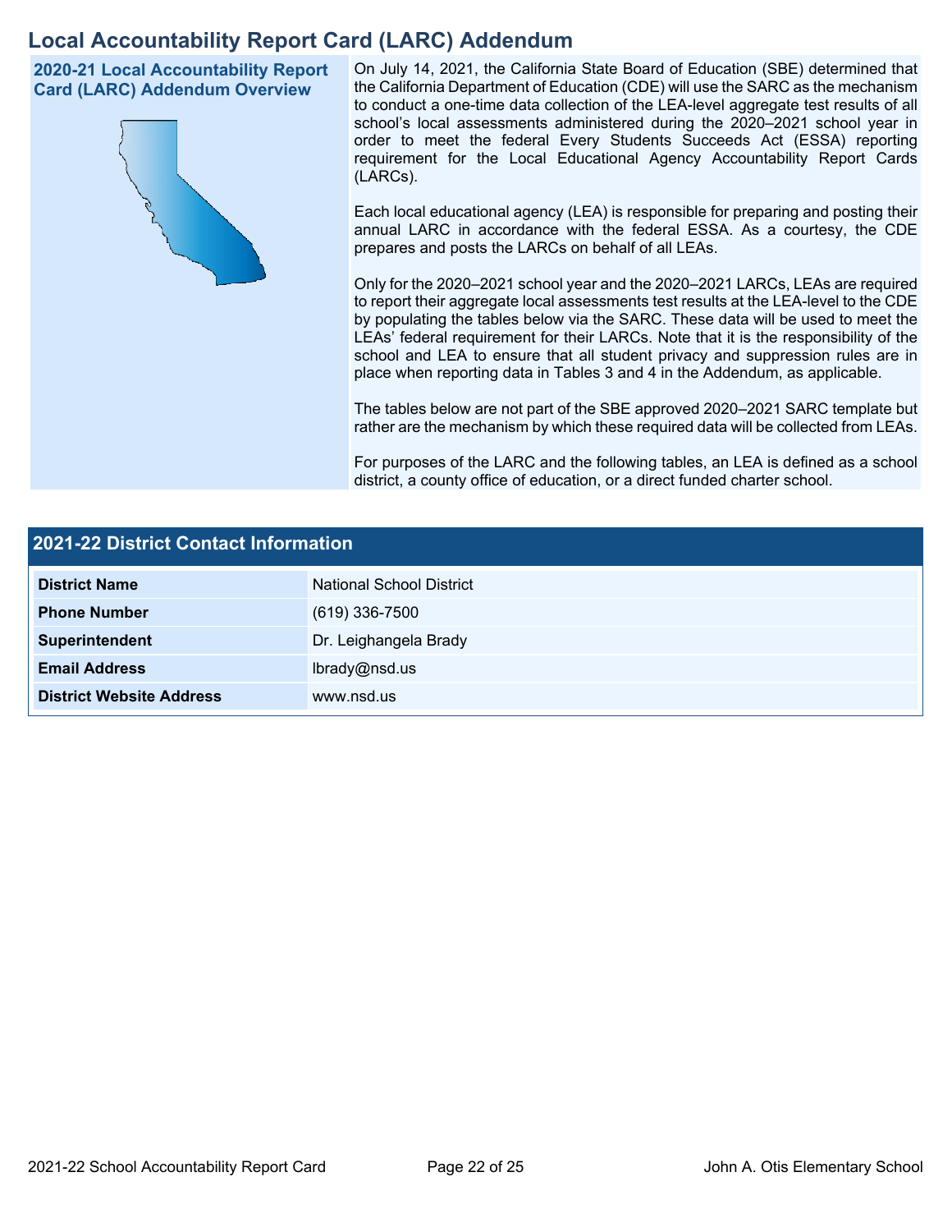# Local Accountability Report Card (LARC) Addendum

## 2020-21 Local Accountability Report Card (LARC) Addendum Overview

On July 14, 2021, the California State Board of Education (SBE) determined that the California Department of Education (CDE) will use the SARC as the mechanism to conduct a one-time data collection of the LEA-level aggregate test results of all school's local assessments administered during the 2020–2021 school year in order to meet the federal Every Students Succeeds Act (ESSA) reporting requirement for the Local Educational Agency Accountability Report Cards (LARCs).

Each local educational agency (LEA) is responsible for preparing and posting their annual LARC in accordance with the federal ESSA. As a courtesy, the CDE prepares and posts the LARCs on behalf of all LEAs.

Only for the 2020–2021 school year and the 2020–2021 LARCs, LEAs are required to report their aggregate local assessments test results at the LEA-level to the CDE by populating the tables below via the SARC. These data will be used to meet the LEAs' federal requirement for their LARCs. Note that it is the responsibility of the school and LEA to ensure that all student privacy and suppression rules are in place when reporting data in Tables 3 and 4 in the Addendum, as applicable.

The tables below are not part of the SBE approved 2020–2021 SARC template but rather are the mechanism by which these required data will be collected from LEAs.

For purposes of the LARC and the following tables, an LEA is defined as a school district, a county office of education, or a direct funded charter school.

## 2021-22 District Contact Information

| 2021-22 District Contact Information | |
|---|---|
| **District Name** | National School District |
| **Phone Number** | (619) 336-7500 |
| **Superintendent** | Dr. Leighangela Brady |
| **Email Address** | lbrady@nsd.us |
| **District Website Address** | www.nsd.us |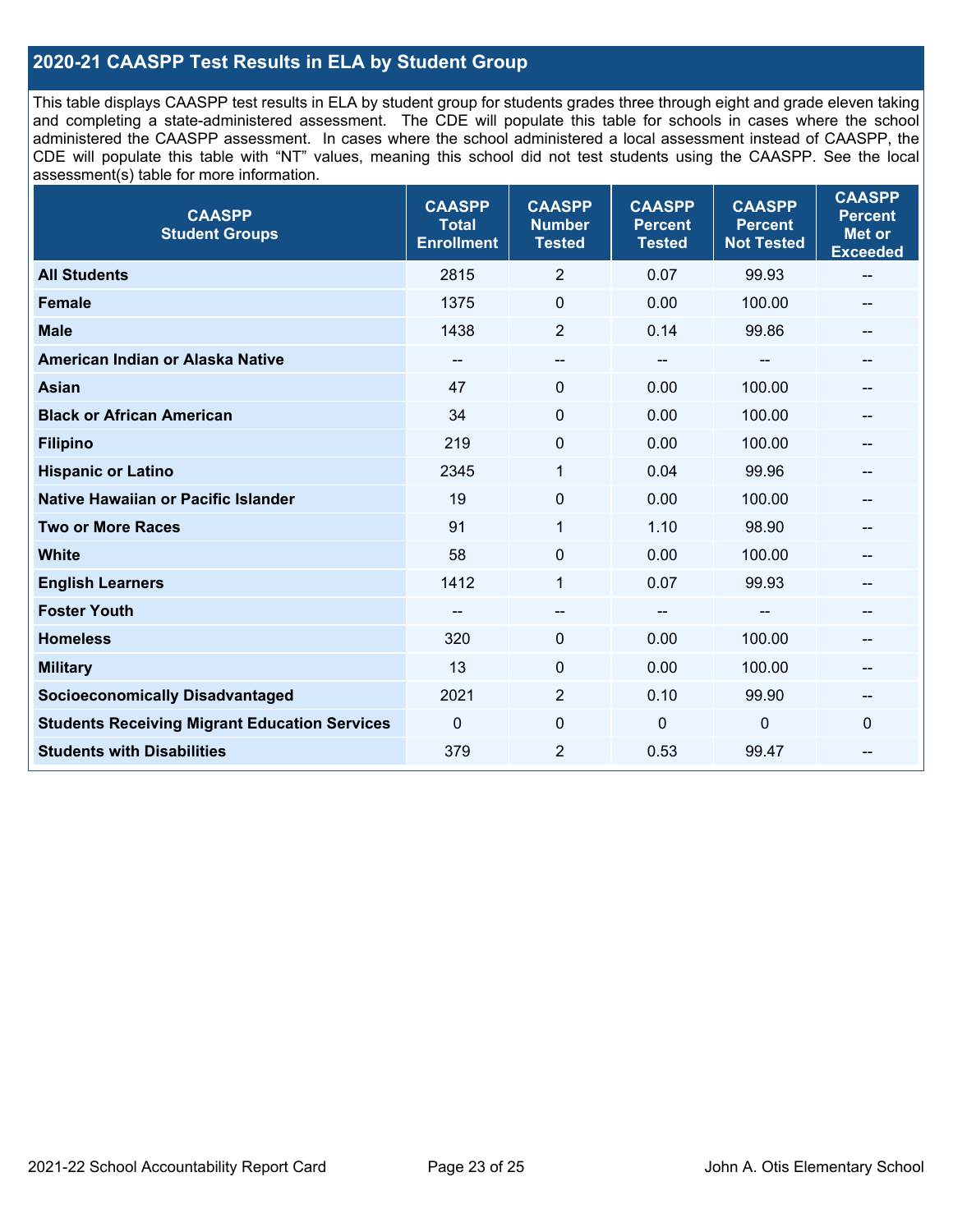## 2020-21 CAASPP Test Results in ELA by Student Group

This table displays CAASPP test results in ELA by student group for students grades three through eight and grade eleven taking and completing a state-administered assessment. The CDE will populate this table for schools in cases where the school administered the CAASPP assessment. In cases where the school administered a local assessment instead of CAASPP, the CDE will populate this table with "NT" values, meaning this school did not test students using the CAASPP. See the local assessment(s) table for more information.

| CAASPP Student Groups | CAASPP Total Enrollment | CAASPP Number Tested | CAASPP Percent Tested | CAASPP Percent Not Tested | CAASPP Percent Met or Exceeded |
|---|---|---|---|---|---|
| **All Students** | 2815 | 2 | 0.07 | 99.93 | -- |
| **Female** | 1375 | 0 | 0.00 | 100.00 | -- |
| **Male** | 1438 | 2 | 0.14 | 99.86 | -- |
| **American Indian or Alaska Native** | -- | -- | -- | -- | -- |
| **Asian** | 47 | 0 | 0.00 | 100.00 | -- |
| **Black or African American** | 34 | 0 | 0.00 | 100.00 | -- |
| **Filipino** | 219 | 0 | 0.00 | 100.00 | -- |
| **Hispanic or Latino** | 2345 | 1 | 0.04 | 99.96 | -- |
| **Native Hawaiian or Pacific Islander** | 19 | 0 | 0.00 | 100.00 | -- |
| **Two or More Races** | 91 | 1 | 1.10 | 98.90 | -- |
| **White** | 58 | 0 | 0.00 | 100.00 | -- |
| **English Learners** | 1412 | 1 | 0.07 | 99.93 | -- |
| **Foster Youth** | -- | -- | -- | -- | -- |
| **Homeless** | 320 | 0 | 0.00 | 100.00 | -- |
| **Military** | 13 | 0 | 0.00 | 100.00 | -- |
| **Socioeconomically Disadvantaged** | 2021 | 2 | 0.10 | 99.90 | -- |
| **Students Receiving Migrant Education Services** | 0 | 0 | 0 | 0 | 0 |
| **Students with Disabilities** | 379 | 2 | 0.53 | 99.47 | -- |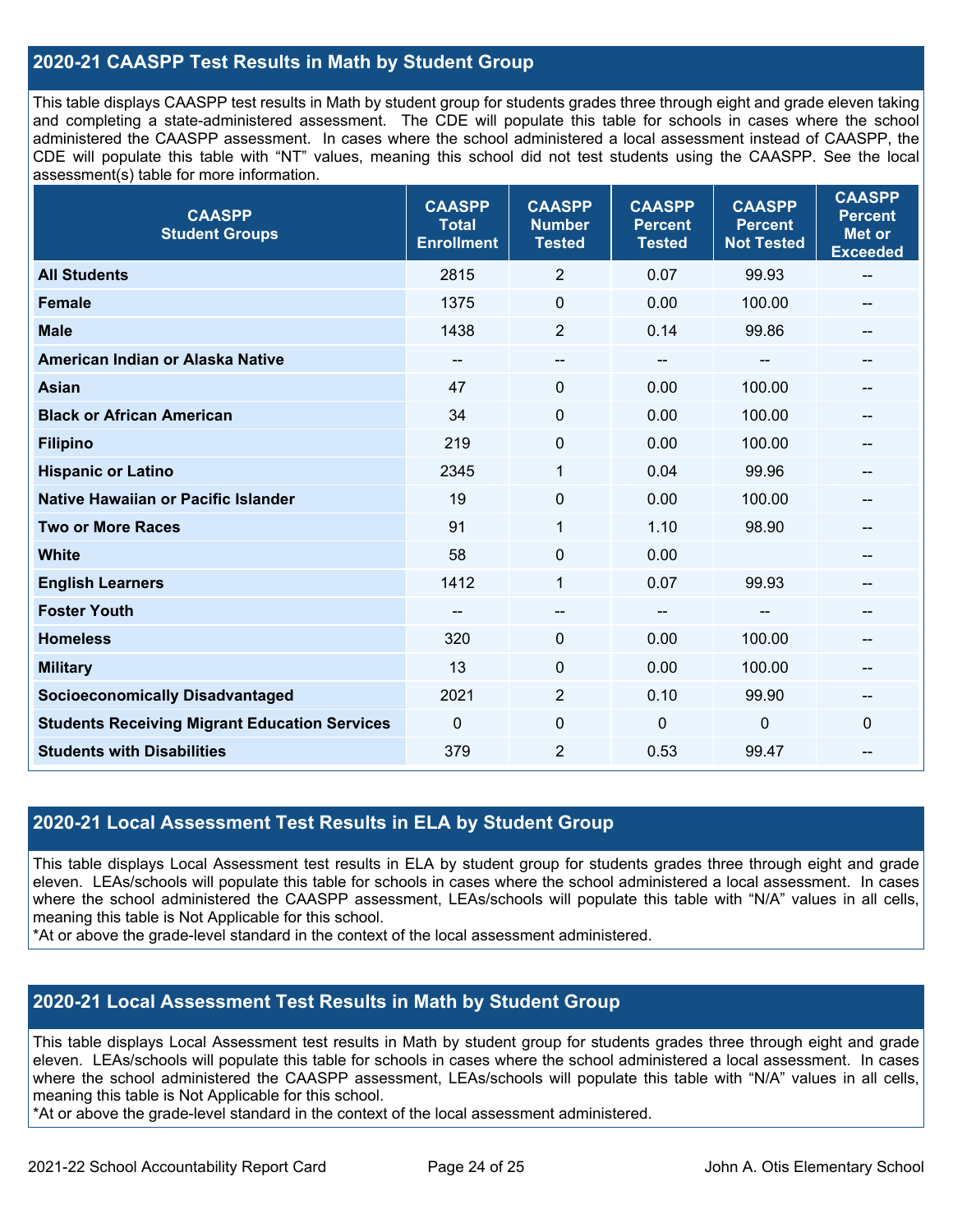## 2020-21 CAASPP Test Results in Math by Student Group

This table displays CAASPP test results in Math by student group for students grades three through eight and grade eleven taking and completing a state-administered assessment. The CDE will populate this table for schools in cases where the school administered the CAASPP assessment. In cases where the school administered a local assessment instead of CAASPP, the CDE will populate this table with "NT" values, meaning this school did not test students using the CAASPP. See the local assessment(s) table for more information.

| CAASPP Student Groups | CAASPP Total Enrollment | CAASPP Number Tested | CAASPP Percent Tested | CAASPP Percent Not Tested | CAASPP Percent Met or Exceeded |
|---|---|---|---|---|---|
| **All Students** | 2815 | 2 | 0.07 | 99.93 | -- |
| **Female** | 1375 | 0 | 0.00 | 100.00 | -- |
| **Male** | 1438 | 2 | 0.14 | 99.86 | -- |
| **American Indian or Alaska Native** | -- | -- | -- | -- | -- |
| **Asian** | 47 | 0 | 0.00 | 100.00 | -- |
| **Black or African American** | 34 | 0 | 0.00 | 100.00 | -- |
| **Filipino** | 219 | 0 | 0.00 | 100.00 | -- |
| **Hispanic or Latino** | 2345 | 1 | 0.04 | 99.96 | -- |
| **Native Hawaiian or Pacific Islander** | 19 | 0 | 0.00 | 100.00 | -- |
| **Two or More Races** | 91 | 1 | 1.10 | 98.90 | -- |
| **White** | 58 | 0 | 0.00 | | -- |
| **English Learners** | 1412 | 1 | 0.07 | 99.93 | -- |
| **Foster Youth** | -- | -- | -- | -- | -- |
| **Homeless** | 320 | 0 | 0.00 | 100.00 | -- |
| **Military** | 13 | 0 | 0.00 | 100.00 | -- |
| **Socioeconomically Disadvantaged** | 2021 | 2 | 0.10 | 99.90 | -- |
| **Students Receiving Migrant Education Services** | 0 | 0 | 0 | 0 | 0 |
| **Students with Disabilities** | 379 | 2 | 0.53 | 99.47 | -- |

## 2020-21 Local Assessment Test Results in ELA by Student Group

This table displays Local Assessment test results in ELA by student group for students grades three through eight and grade eleven. LEAs/schools will populate this table for schools in cases where the school administered a local assessment. In cases where the school administered the CAASPP assessment, LEAs/schools will populate this table with "N/A" values in all cells, meaning this table is Not Applicable for this school.

*At or above the grade-level standard in the context of the local assessment administered.

## 2020-21 Local Assessment Test Results in Math by Student Group

This table displays Local Assessment test results in Math by student group for students grades three through eight and grade eleven. LEAs/schools will populate this table for schools in cases where the school administered a local assessment. In cases where the school administered the CAASPP assessment, LEAs/schools will populate this table with "N/A" values in all cells, meaning this table is Not Applicable for this school.

*At or above the grade-level standard in the context of the local assessment administered.